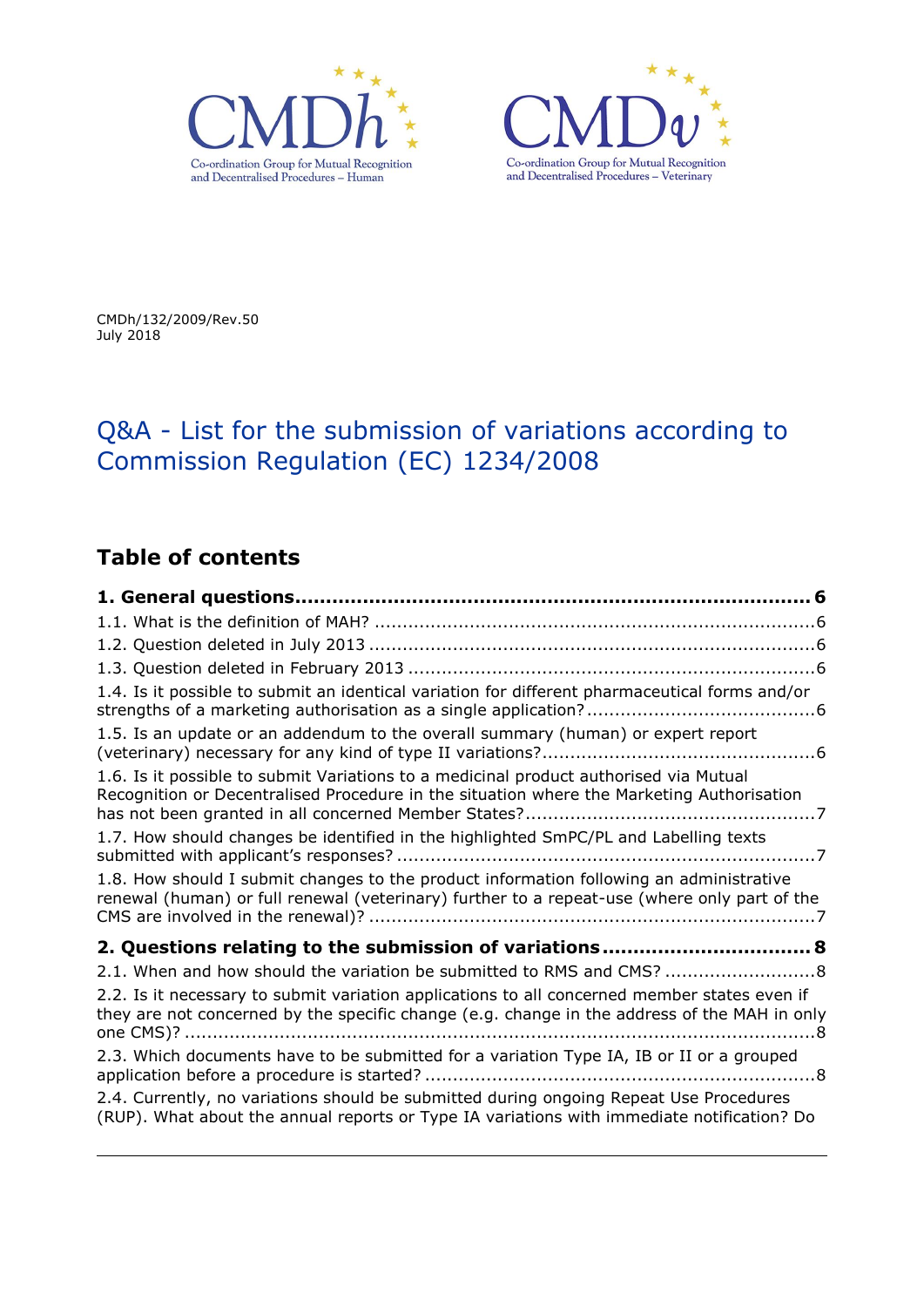CMDh
Co-ordination Group for Mutual Recognition and Decentralised Procedures – Human

CMDv
Co-ordination Group for Mutual Recognition and Decentralised Procedures – Veterinary

CMDh/132/2009/Rev.50
July 2018

# Q&A - List for the submission of variations according to Commission Regulation (EC) 1234/2008

## Table of contents

**1. General questions ........................................................................ 6**

1.1. What is the definition of MAH? ........................................................................ 6

1.2. Question deleted in July 2013 ........................................................................ 6

1.3. Question deleted in February 2013 ........................................................................ 6

1.4. Is it possible to submit an identical variation for different pharmaceutical forms and/or strengths of a marketing authorisation as a single application? ........................................ 6

1.5. Is an update or an addendum to the overall summary (human) or expert report (veterinary) necessary for any kind of type II variations? ........................................ 6

1.6. Is it possible to submit Variations to a medicinal product authorised via Mutual Recognition or Decentralised Procedure in the situation where the Marketing Authorisation has not been granted in all concerned Member States? ........................................ 7

1.7. How should changes be identified in the highlighted SmPC/PL and Labelling texts submitted with applicant's responses? ........................................ 7

1.8. How should I submit changes to the product information following an administrative renewal (human) or full renewal (veterinary) further to a repeat-use (where only part of the CMS are involved in the renewal)? ........................................ 7

**2. Questions relating to the submission of variations ........................................ 8**

2.1. When and how should the variation be submitted to RMS and CMS? ........................................ 8

2.2. Is it necessary to submit variation applications to all concerned member states even if they are not concerned by the specific change (e.g. change in the address of the MAH in only one CMS)? ........................................ 8

2.3. Which documents have to be submitted for a variation Type IA, IB or II or a grouped application before a procedure is started? ........................................ 8

2.4. Currently, no variations should be submitted during ongoing Repeat Use Procedures (RUP). What about the annual reports or Type IA variations with immediate notification? Do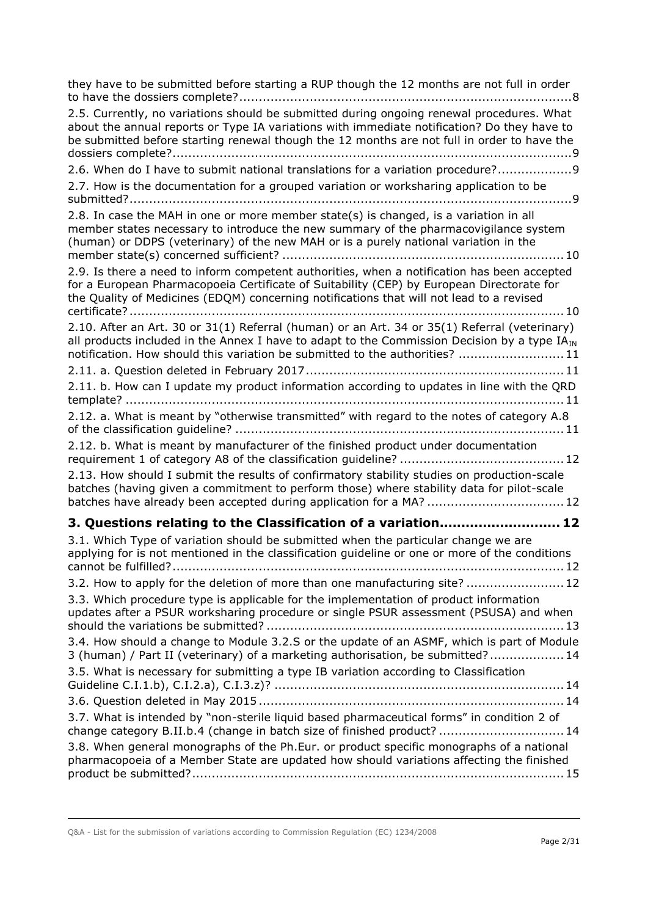they have to be submitted before starting a RUP though the 12 months are not full in order to have the dossiers complete? ..... 8

2.5. Currently, no variations should be submitted during ongoing renewal procedures. What about the annual reports or Type IA variations with immediate notification? Do they have to be submitted before starting renewal though the 12 months are not full in order to have the dossiers complete? ..... 9

2.6. When do I have to submit national translations for a variation procedure? ..... 9

2.7. How is the documentation for a grouped variation or worksharing application to be submitted? ..... 9

2.8. In case the MAH in one or more member state(s) is changed, is a variation in all member states necessary to introduce the new summary of the pharmacovigilance system (human) or DDPS (veterinary) of the new MAH or is a purely national variation in the member state(s) concerned sufficient? ..... 10

2.9. Is there a need to inform competent authorities, when a notification has been accepted for a European Pharmacopoeia Certificate of Suitability (CEP) by European Directorate for the Quality of Medicines (EDQM) concerning notifications that will not lead to a revised certificate? ..... 10

2.10. After an Art. 30 or 31(1) Referral (human) or an Art. 34 or 35(1) Referral (veterinary) all products included in the Annex I have to adapt to the Commission Decision by a type $IA_{IN}$ notification. How should this variation be submitted to the authorities? ..... 11

2.11. a. Question deleted in February 2017 ..... 11

2.11. b. How can I update my product information according to updates in line with the QRD template? ..... 11

2.12. a. What is meant by "otherwise transmitted" with regard to the notes of category A.8 of the classification guideline? ..... 11

2.12. b. What is meant by manufacturer of the finished product under documentation requirement 1 of category A8 of the classification guideline? ..... 12

2.13. How should I submit the results of confirmatory stability studies on production-scale batches (having given a commitment to perform those) where stability data for pilot-scale batches have already been accepted during application for a MA? ..... 12

**3. Questions relating to the Classification of a variation ..... 12**

3.1. Which Type of variation should be submitted when the particular change we are applying for is not mentioned in the classification guideline or one or more of the conditions cannot be fulfilled? ..... 12

3.2. How to apply for the deletion of more than one manufacturing site? ..... 12

3.3. Which procedure type is applicable for the implementation of product information updates after a PSUR worksharing procedure or single PSUR assessment (PSUSA) and when should the variations be submitted? ..... 13

3.4. How should a change to Module 3.2.S or the update of an ASMF, which is part of Module 3 (human) / Part II (veterinary) of a marketing authorisation, be submitted? ..... 14

3.5. What is necessary for submitting a type IB variation according to Classification Guideline C.I.1.b), C.I.2.a), C.I.3.z)? ..... 14

3.6. Question deleted in May 2015 ..... 14

3.7. What is intended by "non-sterile liquid based pharmaceutical forms" in condition 2 of change category B.II.b.4 (change in batch size of finished product? ..... 14

3.8. When general monographs of the Ph.Eur. or product specific monographs of a national pharmacopoeia of a Member State are updated how should variations affecting the finished product be submitted? ..... 15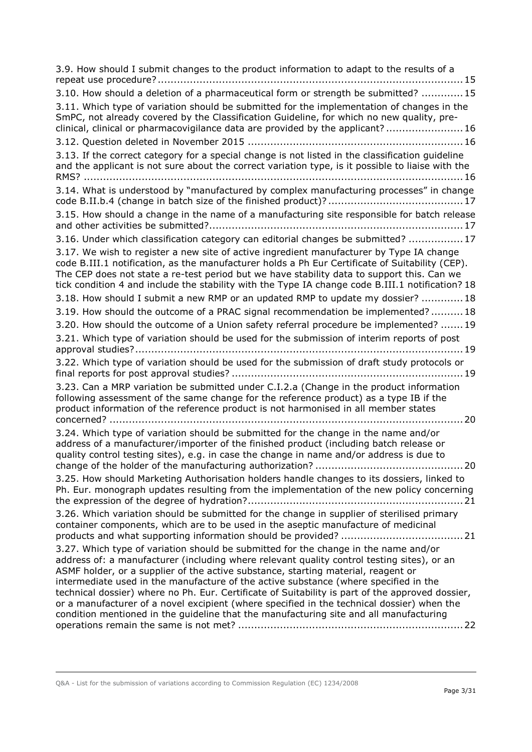3.9. How should I submit changes to the product information to adapt to the results of a repeat use procedure? ... 15

3.10. How should a deletion of a pharmaceutical form or strength be submitted? ... 15

3.11. Which type of variation should be submitted for the implementation of changes in the SmPC, not already covered by the Classification Guideline, for which no new quality, pre-clinical, clinical or pharmacovigilance data are provided by the applicant? ... 16

3.12. Question deleted in November 2015 ... 16

3.13. If the correct category for a special change is not listed in the classification guideline and the applicant is not sure about the correct variation type, is it possible to liaise with the RMS? ... 16

3.14. What is understood by "manufactured by complex manufacturing processes" in change code B.II.b.4 (change in batch size of the finished product)? ... 17

3.15. How should a change in the name of a manufacturing site responsible for batch release and other activities be submitted? ... 17

3.16. Under which classification category can editorial changes be submitted? ... 17

3.17. We wish to register a new site of active ingredient manufacturer by Type IA change code B.III.1 notification, as the manufacturer holds a Ph Eur Certificate of Suitability (CEP). The CEP does not state a re-test period but we have stability data to support this. Can we tick condition 4 and include the stability with the Type IA change code B.III.1 notification? 18

3.18. How should I submit a new RMP or an updated RMP to update my dossier? ... 18

3.19. How should the outcome of a PRAC signal recommendation be implemented? ... 18

3.20. How should the outcome of a Union safety referral procedure be implemented? ... 19

3.21. Which type of variation should be used for the submission of interim reports of post approval studies? ... 19

3.22. Which type of variation should be used for the submission of draft study protocols or final reports for post approval studies? ... 19

3.23. Can a MRP variation be submitted under C.I.2.a (Change in the product information following assessment of the same change for the reference product) as a type IB if the product information of the reference product is not harmonised in all member states concerned? ... 20

3.24. Which type of variation should be submitted for the change in the name and/or address of a manufacturer/importer of the finished product (including batch release or quality control testing sites), e.g. in case the change in name and/or address is due to change of the holder of the manufacturing authorization? ... 20

3.25. How should Marketing Authorisation holders handle changes to its dossiers, linked to Ph. Eur. monograph updates resulting from the implementation of the new policy concerning the expression of the degree of hydration? ... 21

3.26. Which variation should be submitted for the change in supplier of sterilised primary container components, which are to be used in the aseptic manufacture of medicinal products and what supporting information should be provided? ... 21

3.27. Which type of variation should be submitted for the change in the name and/or address of: a manufacturer (including where relevant quality control testing sites), or an ASMF holder, or a supplier of the active substance, starting material, reagent or intermediate used in the manufacture of the active substance (where specified in the technical dossier) where no Ph. Eur. Certificate of Suitability is part of the approved dossier, or a manufacturer of a novel excipient (where specified in the technical dossier) when the condition mentioned in the guideline that the manufacturing site and all manufacturing operations remain the same is not met? ... 22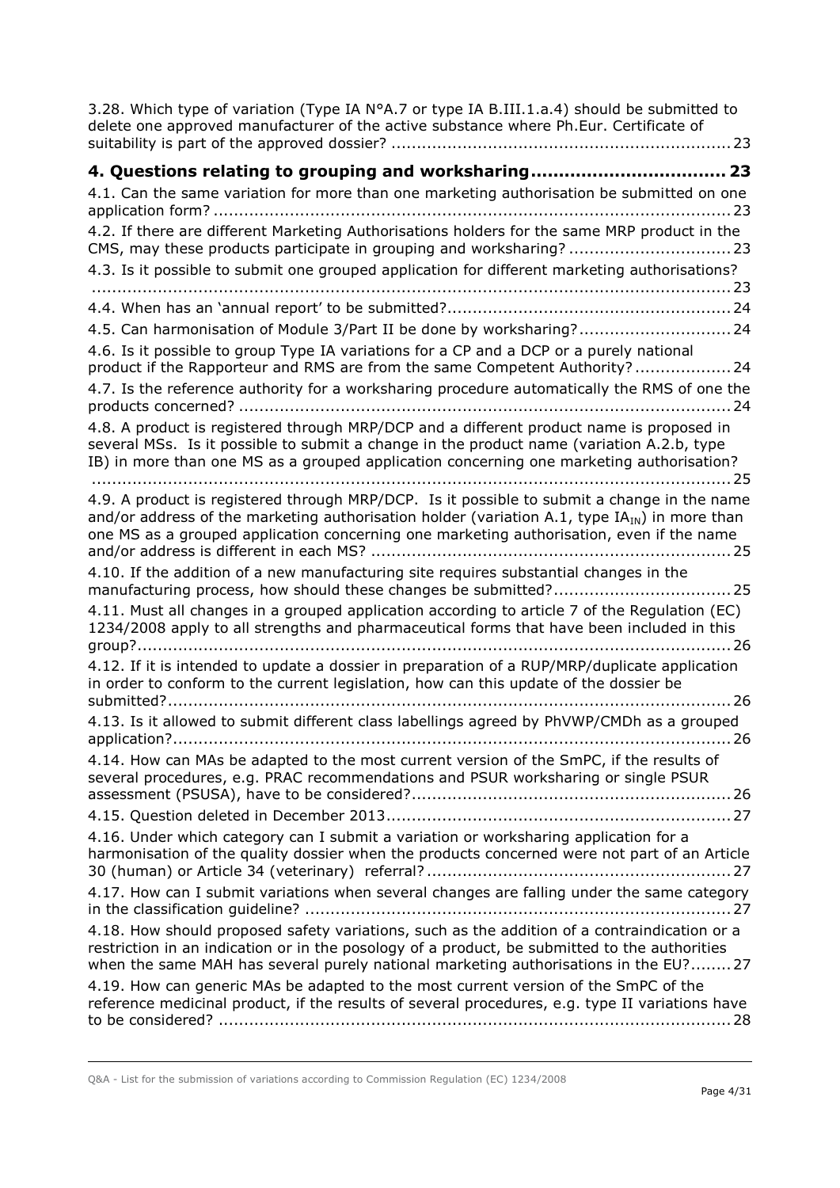3.28. Which type of variation (Type IA N°A.7 or type IA B.III.1.a.4) should be submitted to delete one approved manufacturer of the active substance where Ph.Eur. Certificate of suitability is part of the approved dossier? .......... 23

**4. Questions relating to grouping and worksharing .......... 23**

4.1. Can the same variation for more than one marketing authorisation be submitted on one application form? .......... 23

4.2. If there are different Marketing Authorisations holders for the same MRP product in the CMS, may these products participate in grouping and worksharing? .......... 23

4.3. Is it possible to submit one grouped application for different marketing authorisations? .......... 23

4.4. When has an 'annual report' to be submitted? .......... 24

4.5. Can harmonisation of Module 3/Part II be done by worksharing? .......... 24

4.6. Is it possible to group Type IA variations for a CP and a DCP or a purely national product if the Rapporteur and RMS are from the same Competent Authority? .......... 24

4.7. Is the reference authority for a worksharing procedure automatically the RMS of one the products concerned? .......... 24

4.8. A product is registered through MRP/DCP and a different product name is proposed in several MSs. Is it possible to submit a change in the product name (variation A.2.b, type IB) in more than one MS as a grouped application concerning one marketing authorisation? .......... 25

4.9. A product is registered through MRP/DCP. Is it possible to submit a change in the name and/or address of the marketing authorisation holder (variation A.1, type $IA_{IN}$) in more than one MS as a grouped application concerning one marketing authorisation, even if the name and/or address is different in each MS? .......... 25

4.10. If the addition of a new manufacturing site requires substantial changes in the manufacturing process, how should these changes be submitted? .......... 25

4.11. Must all changes in a grouped application according to article 7 of the Regulation (EC) 1234/2008 apply to all strengths and pharmaceutical forms that have been included in this group? .......... 26

4.12. If it is intended to update a dossier in preparation of a RUP/MRP/duplicate application in order to conform to the current legislation, how can this update of the dossier be submitted? .......... 26

4.13. Is it allowed to submit different class labellings agreed by PhVWP/CMDh as a grouped application? .......... 26

4.14. How can MAs be adapted to the most current version of the SmPC, if the results of several procedures, e.g. PRAC recommendations and PSUR worksharing or single PSUR assessment (PSUSA), have to be considered? .......... 26

4.15. Question deleted in December 2013 .......... 27

4.16. Under which category can I submit a variation or worksharing application for a harmonisation of the quality dossier when the products concerned were not part of an Article 30 (human) or Article 34 (veterinary) referral? .......... 27

4.17. How can I submit variations when several changes are falling under the same category in the classification guideline? .......... 27

4.18. How should proposed safety variations, such as the addition of a contraindication or a restriction in an indication or in the posology of a product, be submitted to the authorities when the same MAH has several purely national marketing authorisations in the EU? .......... 27

4.19. How can generic MAs be adapted to the most current version of the SmPC of the reference medicinal product, if the results of several procedures, e.g. type II variations have to be considered? .......... 28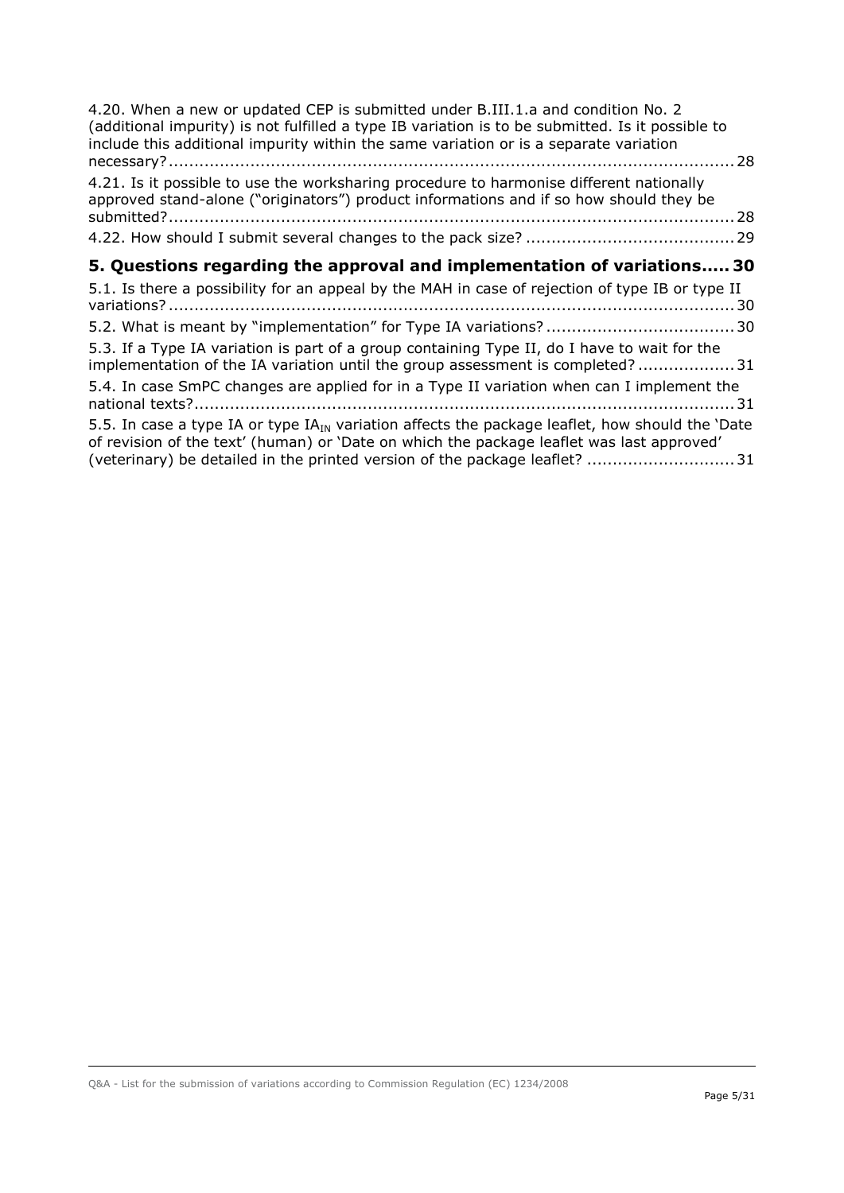4.20. When a new or updated CEP is submitted under B.III.1.a and condition No. 2 (additional impurity) is not fulfilled a type IB variation is to be submitted. Is it possible to include this additional impurity within the same variation or is a separate variation necessary? ..... 28

4.21. Is it possible to use the worksharing procedure to harmonise different nationally approved stand-alone ("originators") product informations and if so how should they be submitted? ..... 28

4.22. How should I submit several changes to the pack size? ..... 29

## 5. Questions regarding the approval and implementation of variations ..... 30

5.1. Is there a possibility for an appeal by the MAH in case of rejection of type IB or type II variations? ..... 30

5.2. What is meant by "implementation" for Type IA variations? ..... 30

5.3. If a Type IA variation is part of a group containing Type II, do I have to wait for the implementation of the IA variation until the group assessment is completed? ..... 31

5.4. In case SmPC changes are applied for in a Type II variation when can I implement the national texts? ..... 31

5.5. In case a type IA or type $IA_{IN}$ variation affects the package leaflet, how should the 'Date of revision of the text' (human) or 'Date on which the package leaflet was last approved' (veterinary) be detailed in the printed version of the package leaflet? ..... 31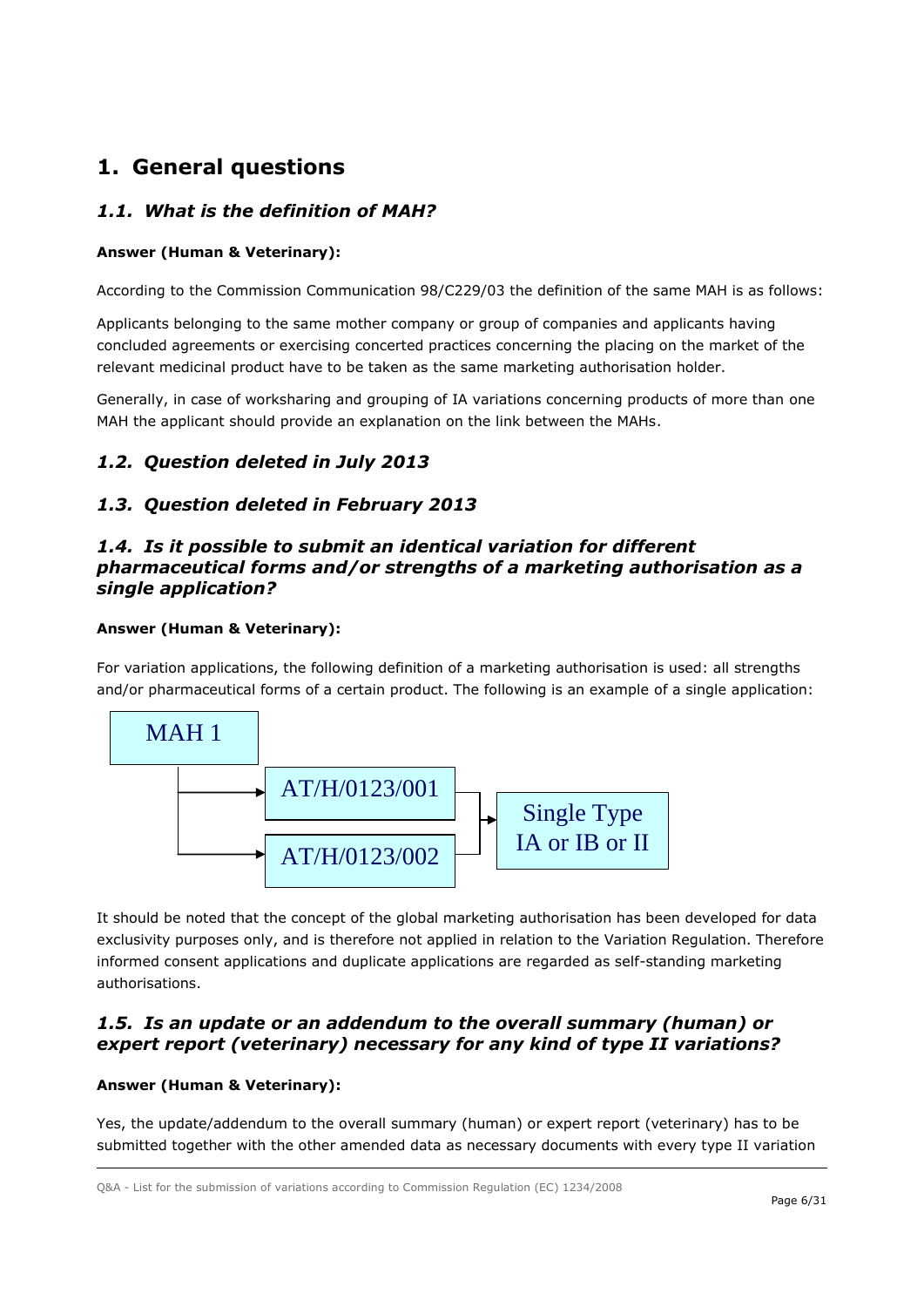# 1. General questions

## 1.1. What is the definition of MAH?

**Answer (Human & Veterinary):**

According to the Commission Communication 98/C229/03 the definition of the same MAH is as follows:

Applicants belonging to the same mother company or group of companies and applicants having concluded agreements or exercising concerted practices concerning the placing on the market of the relevant medicinal product have to be taken as the same marketing authorisation holder.

Generally, in case of worksharing and grouping of IA variations concerning products of more than one MAH the applicant should provide an explanation on the link between the MAHs.

## 1.2. Question deleted in July 2013

## 1.3. Question deleted in February 2013

## 1.4. Is it possible to submit an identical variation for different pharmaceutical forms and/or strengths of a marketing authorisation as a single application?

**Answer (Human & Veterinary):**

For variation applications, the following definition of a marketing authorisation is used: all strengths and/or pharmaceutical forms of a certain product. The following is an example of a single application:

MAH 1

- AT/H/0123/001
- AT/H/0123/002

→ Single Type IA or IB or II

It should be noted that the concept of the global marketing authorisation has been developed for data exclusivity purposes only, and is therefore not applied in relation to the Variation Regulation. Therefore informed consent applications and duplicate applications are regarded as self-standing marketing authorisations.

## 1.5. Is an update or an addendum to the overall summary (human) or expert report (veterinary) necessary for any kind of type II variations?

**Answer (Human & Veterinary):**

Yes, the update/addendum to the overall summary (human) or expert report (veterinary) has to be submitted together with the other amended data as necessary documents with every type II variation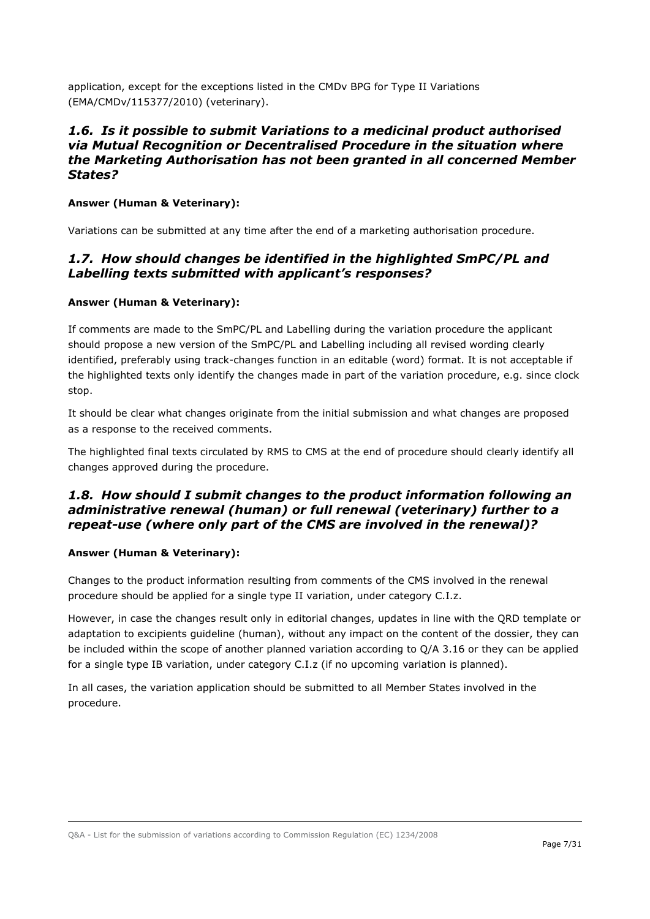application, except for the exceptions listed in the CMDv BPG for Type II Variations (EMA/CMDv/115377/2010) (veterinary).

## *1.6. Is it possible to submit Variations to a medicinal product authorised via Mutual Recognition or Decentralised Procedure in the situation where the Marketing Authorisation has not been granted in all concerned Member States?*

**Answer (Human & Veterinary):**

Variations can be submitted at any time after the end of a marketing authorisation procedure.

## *1.7. How should changes be identified in the highlighted SmPC/PL and Labelling texts submitted with applicant's responses?*

**Answer (Human & Veterinary):**

If comments are made to the SmPC/PL and Labelling during the variation procedure the applicant should propose a new version of the SmPC/PL and Labelling including all revised wording clearly identified, preferably using track-changes function in an editable (word) format. It is not acceptable if the highlighted texts only identify the changes made in part of the variation procedure, e.g. since clock stop.

It should be clear what changes originate from the initial submission and what changes are proposed as a response to the received comments.

The highlighted final texts circulated by RMS to CMS at the end of procedure should clearly identify all changes approved during the procedure.

## *1.8. How should I submit changes to the product information following an administrative renewal (human) or full renewal (veterinary) further to a repeat-use (where only part of the CMS are involved in the renewal)?*

**Answer (Human & Veterinary):**

Changes to the product information resulting from comments of the CMS involved in the renewal procedure should be applied for a single type II variation, under category C.I.z.

However, in case the changes result only in editorial changes, updates in line with the QRD template or adaptation to excipients guideline (human), without any impact on the content of the dossier, they can be included within the scope of another planned variation according to Q/A 3.16 or they can be applied for a single type IB variation, under category C.I.z (if no upcoming variation is planned).

In all cases, the variation application should be submitted to all Member States involved in the procedure.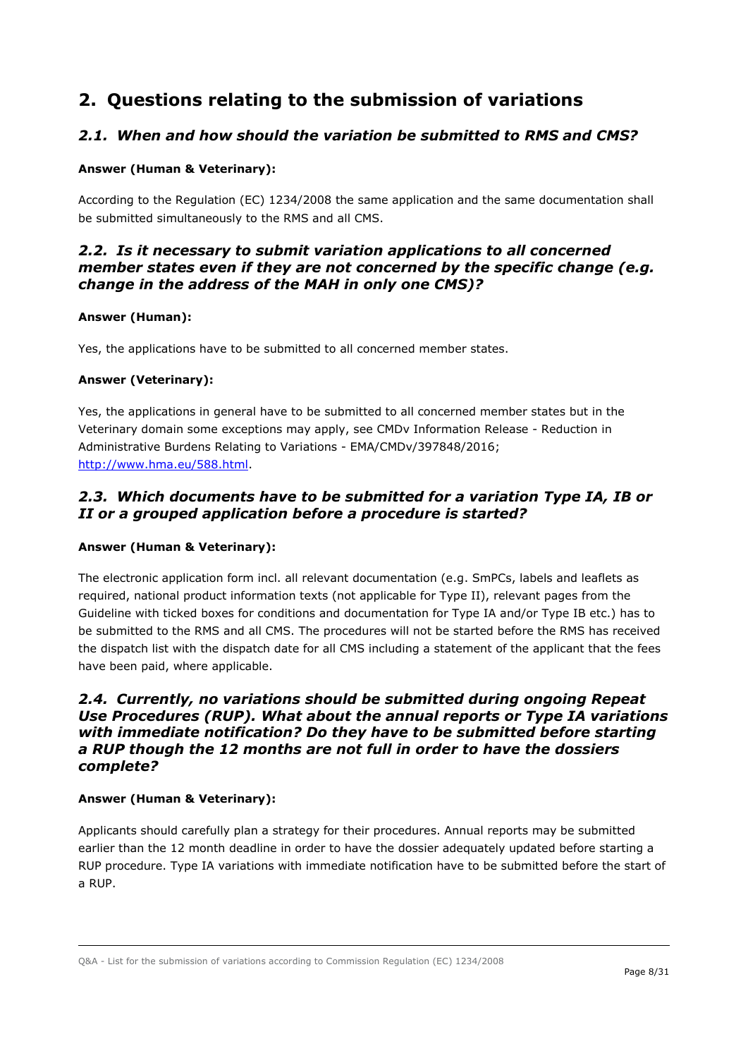# 2. Questions relating to the submission of variations

## *2.1. When and how should the variation be submitted to RMS and CMS?*

**Answer (Human & Veterinary):**

According to the Regulation (EC) 1234/2008 the same application and the same documentation shall be submitted simultaneously to the RMS and all CMS.

## *2.2. Is it necessary to submit variation applications to all concerned member states even if they are not concerned by the specific change (e.g. change in the address of the MAH in only one CMS)?*

**Answer (Human):**

Yes, the applications have to be submitted to all concerned member states.

**Answer (Veterinary):**

Yes, the applications in general have to be submitted to all concerned member states but in the Veterinary domain some exceptions may apply, see CMDv Information Release - Reduction in Administrative Burdens Relating to Variations - EMA/CMDv/397848/2016; http://www.hma.eu/588.html.

## *2.3. Which documents have to be submitted for a variation Type IA, IB or II or a grouped application before a procedure is started?*

**Answer (Human & Veterinary):**

The electronic application form incl. all relevant documentation (e.g. SmPCs, labels and leaflets as required, national product information texts (not applicable for Type II), relevant pages from the Guideline with ticked boxes for conditions and documentation for Type IA and/or Type IB etc.) has to be submitted to the RMS and all CMS. The procedures will not be started before the RMS has received the dispatch list with the dispatch date for all CMS including a statement of the applicant that the fees have been paid, where applicable.

## *2.4. Currently, no variations should be submitted during ongoing Repeat Use Procedures (RUP). What about the annual reports or Type IA variations with immediate notification? Do they have to be submitted before starting a RUP though the 12 months are not full in order to have the dossiers complete?*

**Answer (Human & Veterinary):**

Applicants should carefully plan a strategy for their procedures. Annual reports may be submitted earlier than the 12 month deadline in order to have the dossier adequately updated before starting a RUP procedure. Type IA variations with immediate notification have to be submitted before the start of a RUP.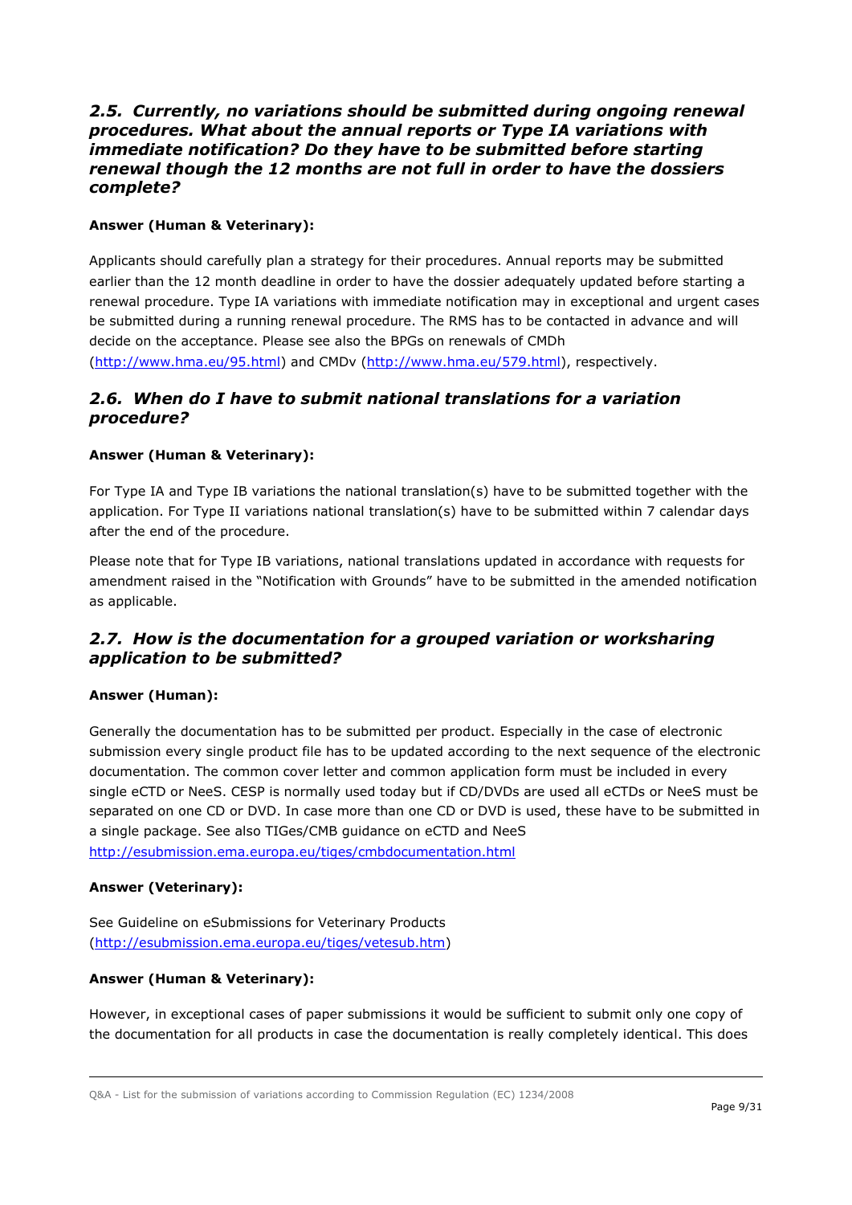## *2.5. Currently, no variations should be submitted during ongoing renewal procedures. What about the annual reports or Type IA variations with immediate notification? Do they have to be submitted before starting renewal though the 12 months are not full in order to have the dossiers complete?*

**Answer (Human & Veterinary):**

Applicants should carefully plan a strategy for their procedures. Annual reports may be submitted earlier than the 12 month deadline in order to have the dossier adequately updated before starting a renewal procedure. Type IA variations with immediate notification may in exceptional and urgent cases be submitted during a running renewal procedure. The RMS has to be contacted in advance and will decide on the acceptance. Please see also the BPGs on renewals of CMDh (http://www.hma.eu/95.html) and CMDv (http://www.hma.eu/579.html), respectively.

## *2.6. When do I have to submit national translations for a variation procedure?*

**Answer (Human & Veterinary):**

For Type IA and Type IB variations the national translation(s) have to be submitted together with the application. For Type II variations national translation(s) have to be submitted within 7 calendar days after the end of the procedure.

Please note that for Type IB variations, national translations updated in accordance with requests for amendment raised in the "Notification with Grounds" have to be submitted in the amended notification as applicable.

## *2.7. How is the documentation for a grouped variation or worksharing application to be submitted?*

**Answer (Human):**

Generally the documentation has to be submitted per product. Especially in the case of electronic submission every single product file has to be updated according to the next sequence of the electronic documentation. The common cover letter and common application form must be included in every single eCTD or NeeS. CESP is normally used today but if CD/DVDs are used all eCTDs or NeeS must be separated on one CD or DVD. In case more than one CD or DVD is used, these have to be submitted in a single package. See also TIGes/CMB guidance on eCTD and NeeS http://esubmission.ema.europa.eu/tiges/cmbdocumentation.html

**Answer (Veterinary):**

See Guideline on eSubmissions for Veterinary Products (http://esubmission.ema.europa.eu/tiges/vetesub.htm)

**Answer (Human & Veterinary):**

However, in exceptional cases of paper submissions it would be sufficient to submit only one copy of the documentation for all products in case the documentation is really completely identical. This does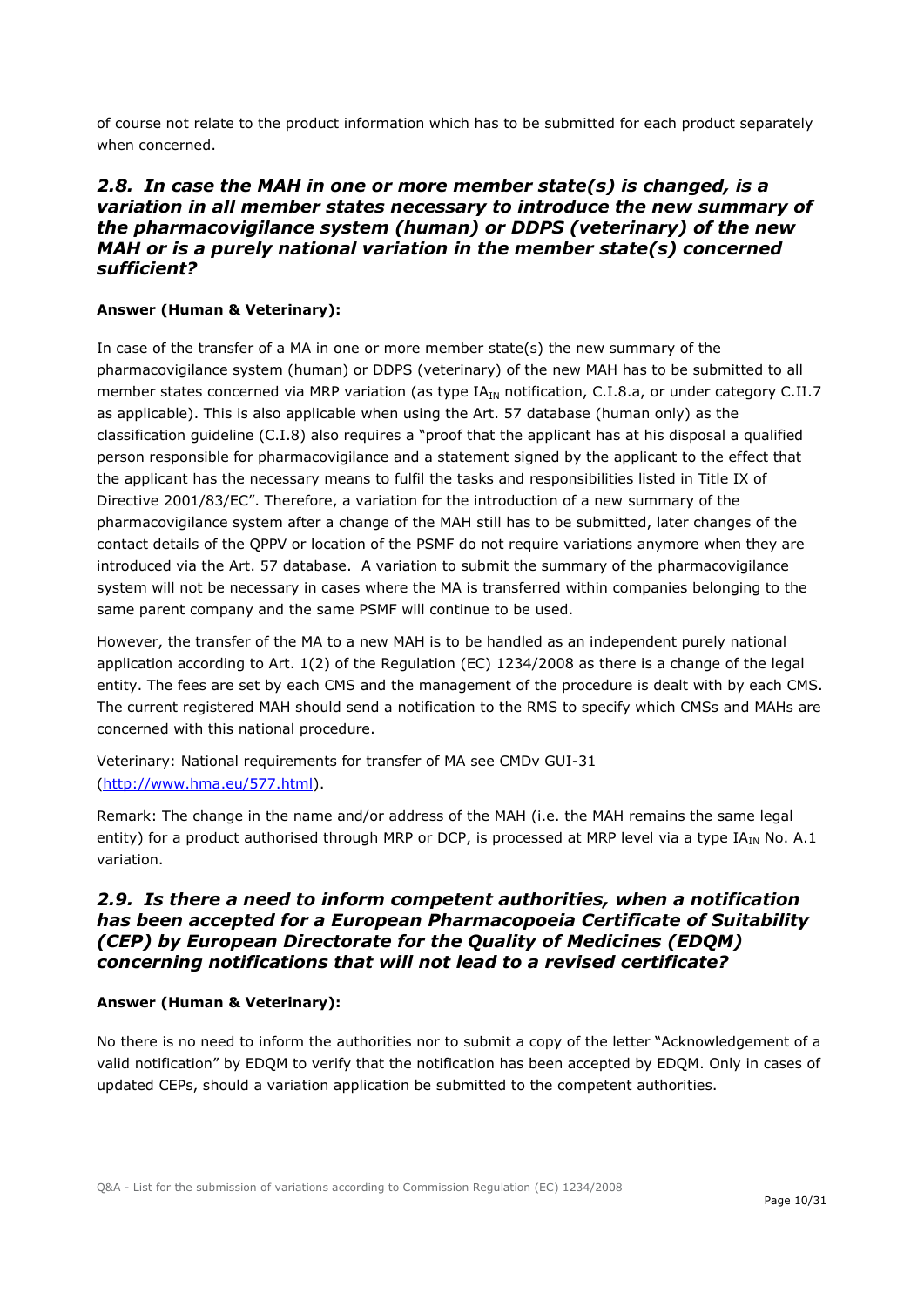of course not relate to the product information which has to be submitted for each product separately when concerned.

### *2.8. In case the MAH in one or more member state(s) is changed, is a variation in all member states necessary to introduce the new summary of the pharmacovigilance system (human) or DDPS (veterinary) of the new MAH or is a purely national variation in the member state(s) concerned sufficient?*

**Answer (Human & Veterinary):**

In case of the transfer of a MA in one or more member state(s) the new summary of the pharmacovigilance system (human) or DDPS (veterinary) of the new MAH has to be submitted to all member states concerned via MRP variation (as type $IA_{IN}$ notification, C.I.8.a, or under category C.II.7 as applicable). This is also applicable when using the Art. 57 database (human only) as the classification guideline (C.I.8) also requires a "proof that the applicant has at his disposal a qualified person responsible for pharmacovigilance and a statement signed by the applicant to the effect that the applicant has the necessary means to fulfil the tasks and responsibilities listed in Title IX of Directive 2001/83/EC". Therefore, a variation for the introduction of a new summary of the pharmacovigilance system after a change of the MAH still has to be submitted, later changes of the contact details of the QPPV or location of the PSMF do not require variations anymore when they are introduced via the Art. 57 database. A variation to submit the summary of the pharmacovigilance system will not be necessary in cases where the MA is transferred within companies belonging to the same parent company and the same PSMF will continue to be used.

However, the transfer of the MA to a new MAH is to be handled as an independent purely national application according to Art. 1(2) of the Regulation (EC) 1234/2008 as there is a change of the legal entity. The fees are set by each CMS and the management of the procedure is dealt with by each CMS. The current registered MAH should send a notification to the RMS to specify which CMSs and MAHs are concerned with this national procedure.

Veterinary: National requirements for transfer of MA see CMDv GUI-31 (http://www.hma.eu/577.html).

Remark: The change in the name and/or address of the MAH (i.e. the MAH remains the same legal entity) for a product authorised through MRP or DCP, is processed at MRP level via a type $IA_{IN}$ No. A.1 variation.

### *2.9. Is there a need to inform competent authorities, when a notification has been accepted for a European Pharmacopoeia Certificate of Suitability (CEP) by European Directorate for the Quality of Medicines (EDQM) concerning notifications that will not lead to a revised certificate?*

**Answer (Human & Veterinary):**

No there is no need to inform the authorities nor to submit a copy of the letter "Acknowledgement of a valid notification" by EDQM to verify that the notification has been accepted by EDQM. Only in cases of updated CEPs, should a variation application be submitted to the competent authorities.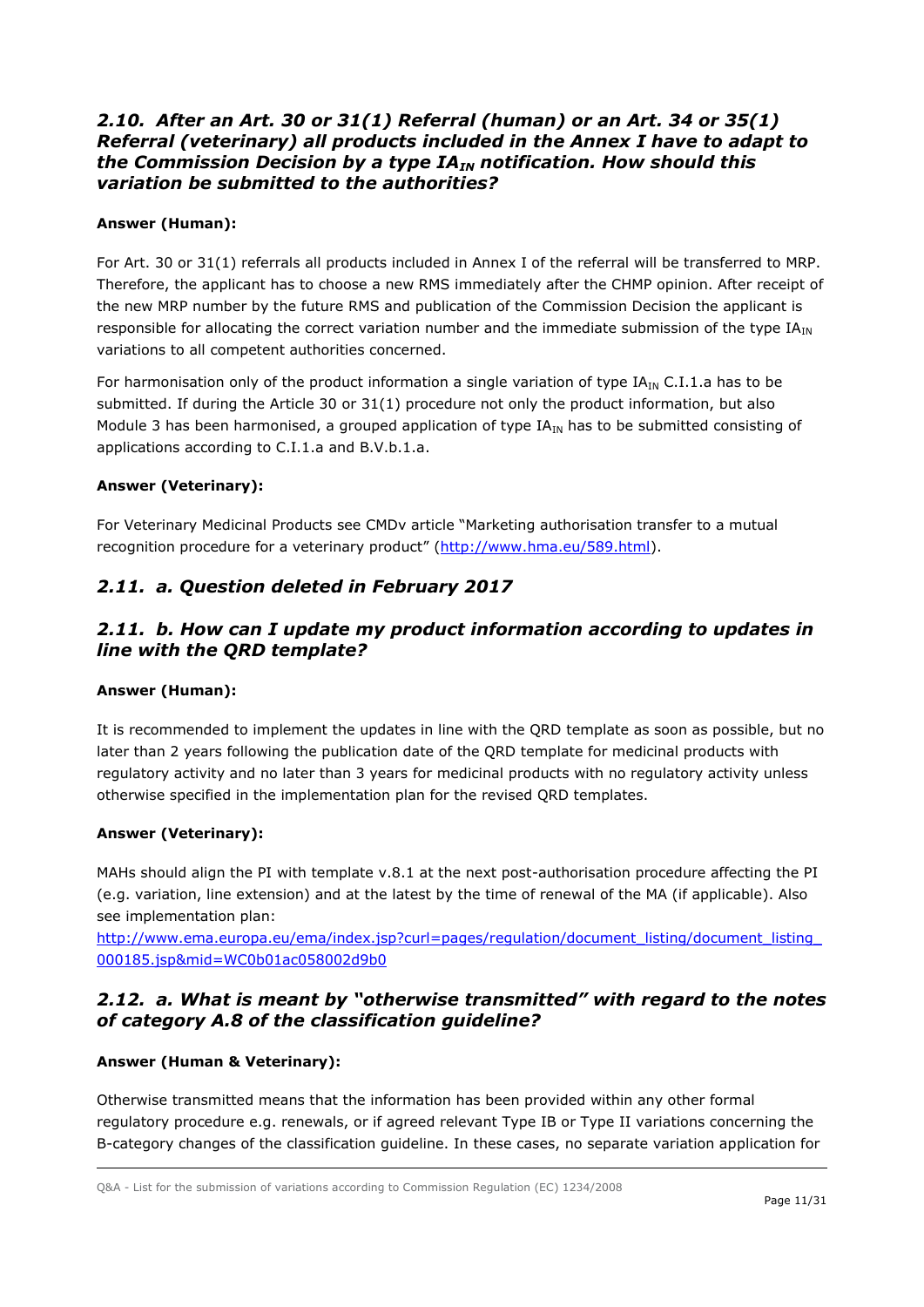## *2.10. After an Art. 30 or 31(1) Referral (human) or an Art. 34 or 35(1) Referral (veterinary) all products included in the Annex I have to adapt to the Commission Decision by a type $IA_{IN}$ notification. How should this variation be submitted to the authorities?*

**Answer (Human):**

For Art. 30 or 31(1) referrals all products included in Annex I of the referral will be transferred to MRP. Therefore, the applicant has to choose a new RMS immediately after the CHMP opinion. After receipt of the new MRP number by the future RMS and publication of the Commission Decision the applicant is responsible for allocating the correct variation number and the immediate submission of the type $IA_{IN}$ variations to all competent authorities concerned.

For harmonisation only of the product information a single variation of type $IA_{IN}$ C.I.1.a has to be submitted. If during the Article 30 or 31(1) procedure not only the product information, but also Module 3 has been harmonised, a grouped application of type $IA_{IN}$ has to be submitted consisting of applications according to C.I.1.a and B.V.b.1.a.

**Answer (Veterinary):**

For Veterinary Medicinal Products see CMDv article "Marketing authorisation transfer to a mutual recognition procedure for a veterinary product" (http://www.hma.eu/589.html).

## *2.11. a. Question deleted in February 2017*

## *2.11. b. How can I update my product information according to updates in line with the QRD template?*

**Answer (Human):**

It is recommended to implement the updates in line with the QRD template as soon as possible, but no later than 2 years following the publication date of the QRD template for medicinal products with regulatory activity and no later than 3 years for medicinal products with no regulatory activity unless otherwise specified in the implementation plan for the revised QRD templates.

**Answer (Veterinary):**

MAHs should align the PI with template v.8.1 at the next post-authorisation procedure affecting the PI (e.g. variation, line extension) and at the latest by the time of renewal of the MA (if applicable). Also see implementation plan:
http://www.ema.europa.eu/ema/index.jsp?curl=pages/regulation/document_listing/document_listing_000185.jsp&mid=WC0b01ac058002d9b0

## *2.12. a. What is meant by "otherwise transmitted" with regard to the notes of category A.8 of the classification guideline?*

**Answer (Human & Veterinary):**

Otherwise transmitted means that the information has been provided within any other formal regulatory procedure e.g. renewals, or if agreed relevant Type IB or Type II variations concerning the B-category changes of the classification guideline. In these cases, no separate variation application for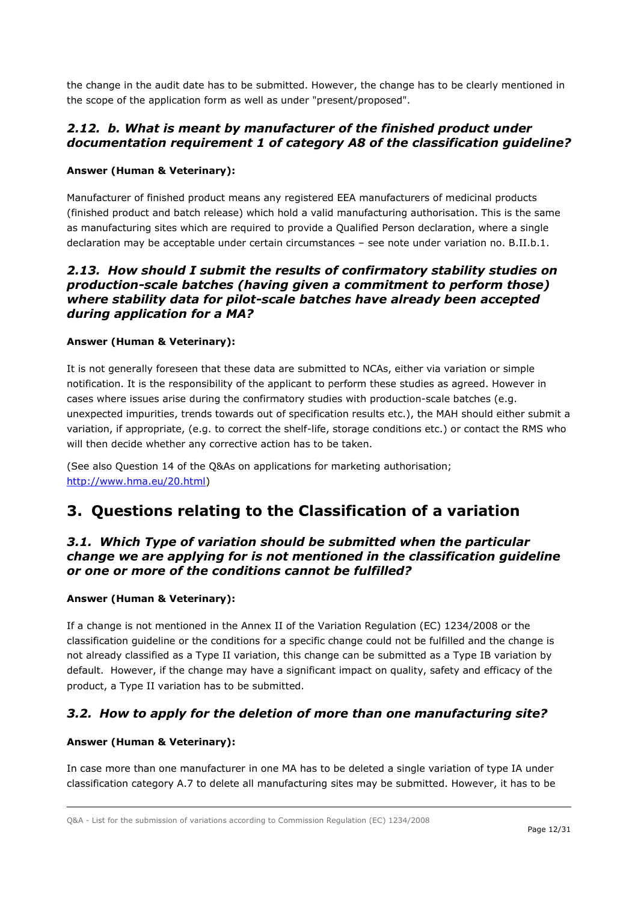the change in the audit date has to be submitted. However, the change has to be clearly mentioned in the scope of the application form as well as under "present/proposed".

### *2.12. b. What is meant by manufacturer of the finished product under documentation requirement 1 of category A8 of the classification guideline?*

**Answer (Human & Veterinary):**

Manufacturer of finished product means any registered EEA manufacturers of medicinal products (finished product and batch release) which hold a valid manufacturing authorisation. This is the same as manufacturing sites which are required to provide a Qualified Person declaration, where a single declaration may be acceptable under certain circumstances – see note under variation no. B.II.b.1.

### *2.13. How should I submit the results of confirmatory stability studies on production-scale batches (having given a commitment to perform those) where stability data for pilot-scale batches have already been accepted during application for a MA?*

**Answer (Human & Veterinary):**

It is not generally foreseen that these data are submitted to NCAs, either via variation or simple notification. It is the responsibility of the applicant to perform these studies as agreed. However in cases where issues arise during the confirmatory studies with production-scale batches (e.g. unexpected impurities, trends towards out of specification results etc.), the MAH should either submit a variation, if appropriate, (e.g. to correct the shelf-life, storage conditions etc.) or contact the RMS who will then decide whether any corrective action has to be taken.

(See also Question 14 of the Q&As on applications for marketing authorisation; http://www.hma.eu/20.html)

## 3. Questions relating to the Classification of a variation

### *3.1. Which Type of variation should be submitted when the particular change we are applying for is not mentioned in the classification guideline or one or more of the conditions cannot be fulfilled?*

**Answer (Human & Veterinary):**

If a change is not mentioned in the Annex II of the Variation Regulation (EC) 1234/2008 or the classification guideline or the conditions for a specific change could not be fulfilled and the change is not already classified as a Type II variation, this change can be submitted as a Type IB variation by default. However, if the change may have a significant impact on quality, safety and efficacy of the product, a Type II variation has to be submitted.

### *3.2. How to apply for the deletion of more than one manufacturing site?*

**Answer (Human & Veterinary):**

In case more than one manufacturer in one MA has to be deleted a single variation of type IA under classification category A.7 to delete all manufacturing sites may be submitted. However, it has to be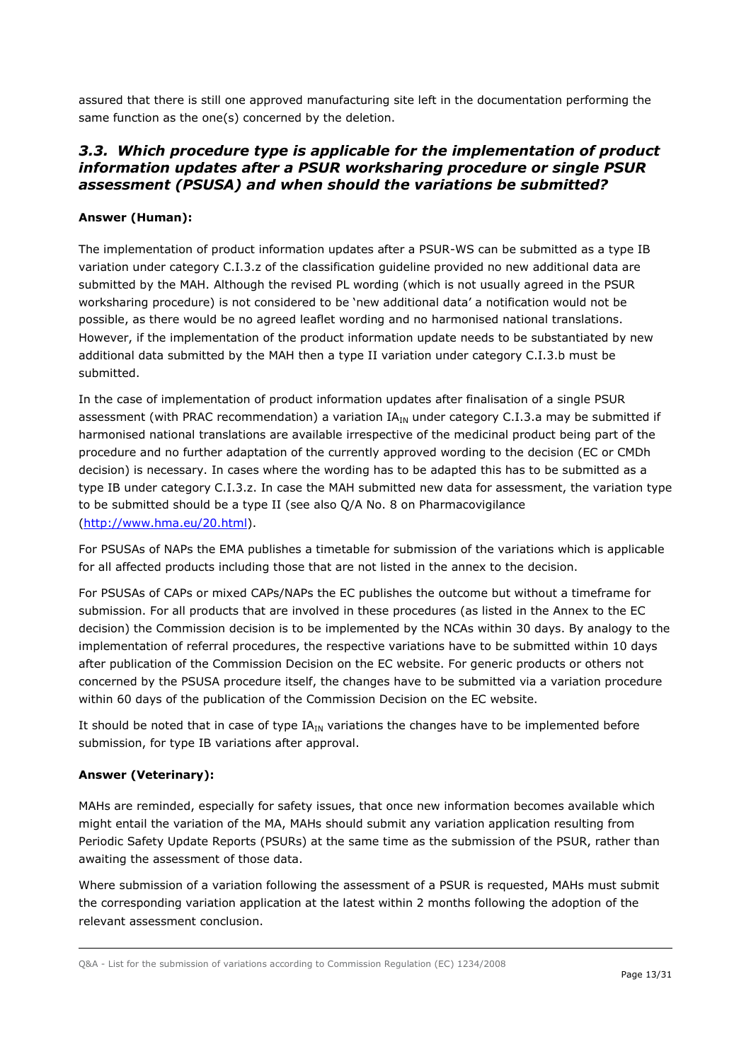assured that there is still one approved manufacturing site left in the documentation performing the same function as the one(s) concerned by the deletion.

## *3.3. Which procedure type is applicable for the implementation of product information updates after a PSUR worksharing procedure or single PSUR assessment (PSUSA) and when should the variations be submitted?*

**Answer (Human):**

The implementation of product information updates after a PSUR-WS can be submitted as a type IB variation under category C.I.3.z of the classification guideline provided no new additional data are submitted by the MAH. Although the revised PL wording (which is not usually agreed in the PSUR worksharing procedure) is not considered to be 'new additional data' a notification would not be possible, as there would be no agreed leaflet wording and no harmonised national translations. However, if the implementation of the product information update needs to be substantiated by new additional data submitted by the MAH then a type II variation under category C.I.3.b must be submitted.

In the case of implementation of product information updates after finalisation of a single PSUR assessment (with PRAC recommendation) a variation $IA_{IN}$ under category C.I.3.a may be submitted if harmonised national translations are available irrespective of the medicinal product being part of the procedure and no further adaptation of the currently approved wording to the decision (EC or CMDh decision) is necessary. In cases where the wording has to be adapted this has to be submitted as a type IB under category C.I.3.z. In case the MAH submitted new data for assessment, the variation type to be submitted should be a type II (see also Q/A No. 8 on Pharmacovigilance (http://www.hma.eu/20.html).

For PSUSAs of NAPs the EMA publishes a timetable for submission of the variations which is applicable for all affected products including those that are not listed in the annex to the decision.

For PSUSAs of CAPs or mixed CAPs/NAPs the EC publishes the outcome but without a timeframe for submission. For all products that are involved in these procedures (as listed in the Annex to the EC decision) the Commission decision is to be implemented by the NCAs within 30 days. By analogy to the implementation of referral procedures, the respective variations have to be submitted within 10 days after publication of the Commission Decision on the EC website. For generic products or others not concerned by the PSUSA procedure itself, the changes have to be submitted via a variation procedure within 60 days of the publication of the Commission Decision on the EC website.

It should be noted that in case of type $IA_{IN}$ variations the changes have to be implemented before submission, for type IB variations after approval.

**Answer (Veterinary):**

MAHs are reminded, especially for safety issues, that once new information becomes available which might entail the variation of the MA, MAHs should submit any variation application resulting from Periodic Safety Update Reports (PSURs) at the same time as the submission of the PSUR, rather than awaiting the assessment of those data.

Where submission of a variation following the assessment of a PSUR is requested, MAHs must submit the corresponding variation application at the latest within 2 months following the adoption of the relevant assessment conclusion.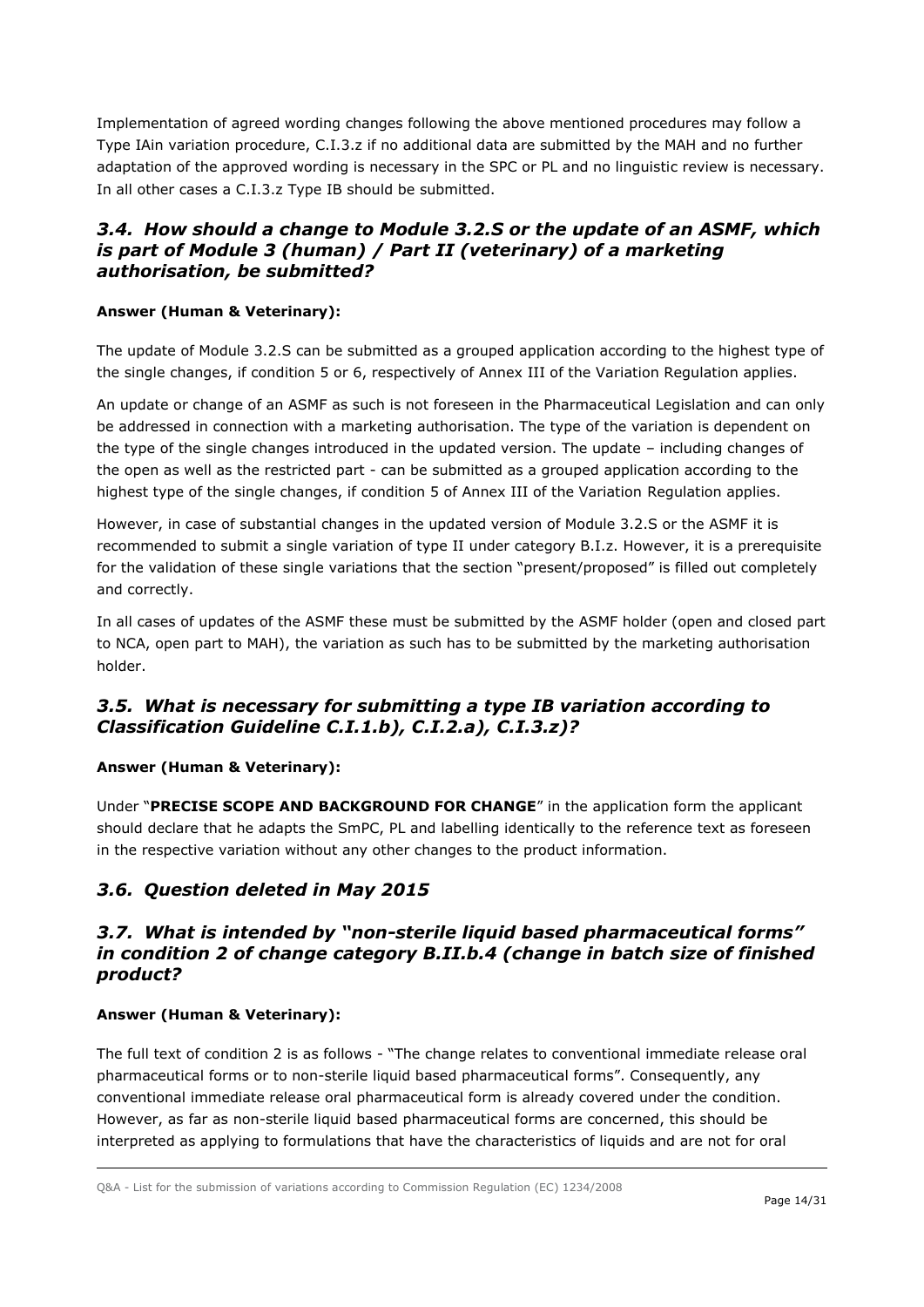Implementation of agreed wording changes following the above mentioned procedures may follow a Type IAin variation procedure, C.I.3.z if no additional data are submitted by the MAH and no further adaptation of the approved wording is necessary in the SPC or PL and no linguistic review is necessary. In all other cases a C.I.3.z Type IB should be submitted.

## *3.4. How should a change to Module 3.2.S or the update of an ASMF, which is part of Module 3 (human) / Part II (veterinary) of a marketing authorisation, be submitted?*

**Answer (Human & Veterinary):**

The update of Module 3.2.S can be submitted as a grouped application according to the highest type of the single changes, if condition 5 or 6, respectively of Annex III of the Variation Regulation applies.

An update or change of an ASMF as such is not foreseen in the Pharmaceutical Legislation and can only be addressed in connection with a marketing authorisation. The type of the variation is dependent on the type of the single changes introduced in the updated version. The update – including changes of the open as well as the restricted part - can be submitted as a grouped application according to the highest type of the single changes, if condition 5 of Annex III of the Variation Regulation applies.

However, in case of substantial changes in the updated version of Module 3.2.S or the ASMF it is recommended to submit a single variation of type II under category B.I.z. However, it is a prerequisite for the validation of these single variations that the section "present/proposed" is filled out completely and correctly.

In all cases of updates of the ASMF these must be submitted by the ASMF holder (open and closed part to NCA, open part to MAH), the variation as such has to be submitted by the marketing authorisation holder.

## *3.5. What is necessary for submitting a type IB variation according to Classification Guideline C.I.1.b), C.I.2.a), C.I.3.z)?*

**Answer (Human & Veterinary):**

Under "**PRECISE SCOPE AND BACKGROUND FOR CHANGE**" in the application form the applicant should declare that he adapts the SmPC, PL and labelling identically to the reference text as foreseen in the respective variation without any other changes to the product information.

## *3.6. Question deleted in May 2015*

## *3.7. What is intended by "non-sterile liquid based pharmaceutical forms" in condition 2 of change category B.II.b.4 (change in batch size of finished product?*

**Answer (Human & Veterinary):**

The full text of condition 2 is as follows - "The change relates to conventional immediate release oral pharmaceutical forms or to non-sterile liquid based pharmaceutical forms". Consequently, any conventional immediate release oral pharmaceutical form is already covered under the condition. However, as far as non-sterile liquid based pharmaceutical forms are concerned, this should be interpreted as applying to formulations that have the characteristics of liquids and are not for oral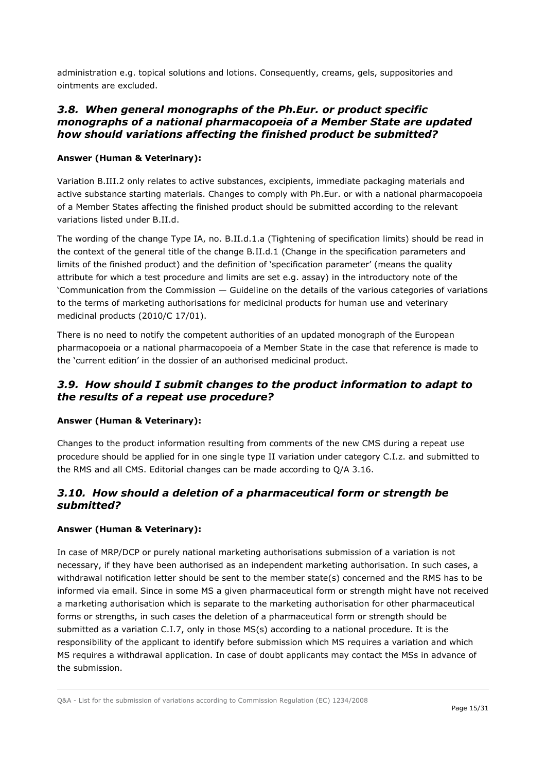administration e.g. topical solutions and lotions. Consequently, creams, gels, suppositories and ointments are excluded.

### *3.8. When general monographs of the Ph.Eur. or product specific monographs of a national pharmacopoeia of a Member State are updated how should variations affecting the finished product be submitted?*

**Answer (Human & Veterinary):**

Variation B.III.2 only relates to active substances, excipients, immediate packaging materials and active substance starting materials. Changes to comply with Ph.Eur. or with a national pharmacopoeia of a Member States affecting the finished product should be submitted according to the relevant variations listed under B.II.d.

The wording of the change Type IA, no. B.II.d.1.a (Tightening of specification limits) should be read in the context of the general title of the change B.II.d.1 (Change in the specification parameters and limits of the finished product) and the definition of 'specification parameter' (means the quality attribute for which a test procedure and limits are set e.g. assay) in the introductory note of the 'Communication from the Commission — Guideline on the details of the various categories of variations to the terms of marketing authorisations for medicinal products for human use and veterinary medicinal products (2010/C 17/01).

There is no need to notify the competent authorities of an updated monograph of the European pharmacopoeia or a national pharmacopoeia of a Member State in the case that reference is made to the 'current edition' in the dossier of an authorised medicinal product.

### *3.9. How should I submit changes to the product information to adapt to the results of a repeat use procedure?*

**Answer (Human & Veterinary):**

Changes to the product information resulting from comments of the new CMS during a repeat use procedure should be applied for in one single type II variation under category C.I.z. and submitted to the RMS and all CMS. Editorial changes can be made according to Q/A 3.16.

### *3.10. How should a deletion of a pharmaceutical form or strength be submitted?*

**Answer (Human & Veterinary):**

In case of MRP/DCP or purely national marketing authorisations submission of a variation is not necessary, if they have been authorised as an independent marketing authorisation. In such cases, a withdrawal notification letter should be sent to the member state(s) concerned and the RMS has to be informed via email. Since in some MS a given pharmaceutical form or strength might have not received a marketing authorisation which is separate to the marketing authorisation for other pharmaceutical forms or strengths, in such cases the deletion of a pharmaceutical form or strength should be submitted as a variation C.I.7, only in those MS(s) according to a national procedure. It is the responsibility of the applicant to identify before submission which MS requires a variation and which MS requires a withdrawal application. In case of doubt applicants may contact the MSs in advance of the submission.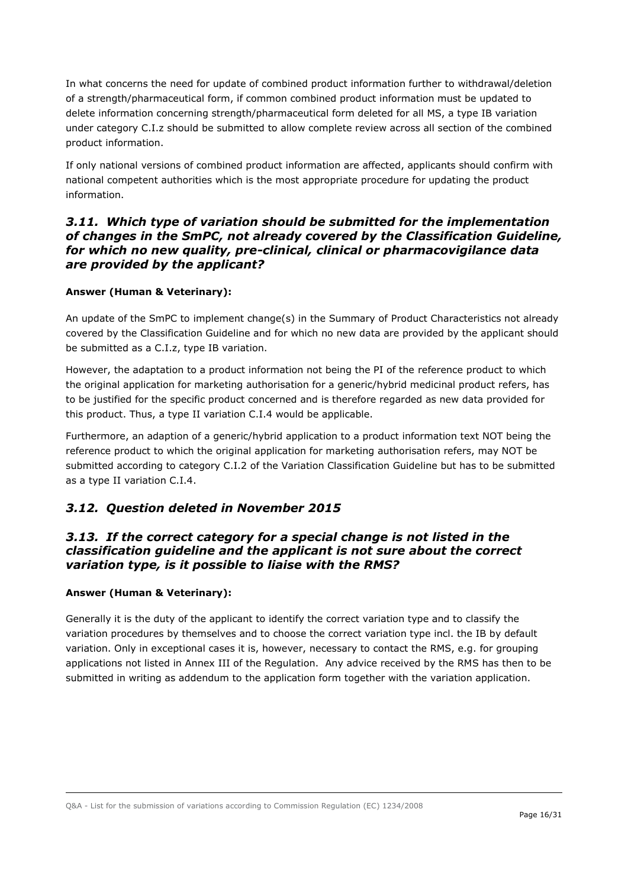In what concerns the need for update of combined product information further to withdrawal/deletion of a strength/pharmaceutical form, if common combined product information must be updated to delete information concerning strength/pharmaceutical form deleted for all MS, a type IB variation under category C.I.z should be submitted to allow complete review across all section of the combined product information.

If only national versions of combined product information are affected, applicants should confirm with national competent authorities which is the most appropriate procedure for updating the product information.

## *3.11. Which type of variation should be submitted for the implementation of changes in the SmPC, not already covered by the Classification Guideline, for which no new quality, pre-clinical, clinical or pharmacovigilance data are provided by the applicant?*

**Answer (Human & Veterinary):**

An update of the SmPC to implement change(s) in the Summary of Product Characteristics not already covered by the Classification Guideline and for which no new data are provided by the applicant should be submitted as a C.I.z, type IB variation.

However, the adaptation to a product information not being the PI of the reference product to which the original application for marketing authorisation for a generic/hybrid medicinal product refers, has to be justified for the specific product concerned and is therefore regarded as new data provided for this product. Thus, a type II variation C.I.4 would be applicable.

Furthermore, an adaption of a generic/hybrid application to a product information text NOT being the reference product to which the original application for Variation marketing authorisation refers, may NOT be submitted according to category C.I.2 of the Variation Classification Guideline but has to be submitted as a type II variation C.I.4.

## *3.12. Question deleted in November 2015*

## *3.13. If the correct category for a special change is not listed in the classification guideline and the applicant is not sure about the correct variation type, is it possible to liaise with the RMS?*

**Answer (Human & Veterinary):**

Generally it is the duty of the applicant to identify the correct variation type and to classify the variation procedures by themselves and to choose the correct variation type incl. the IB by default variation. Only in exceptional cases it is, however, necessary to contact the RMS, e.g. for grouping applications not listed in Annex III of the Regulation. Any advice received by the RMS has then to be submitted in writing as addendum to the application form together with the variation application.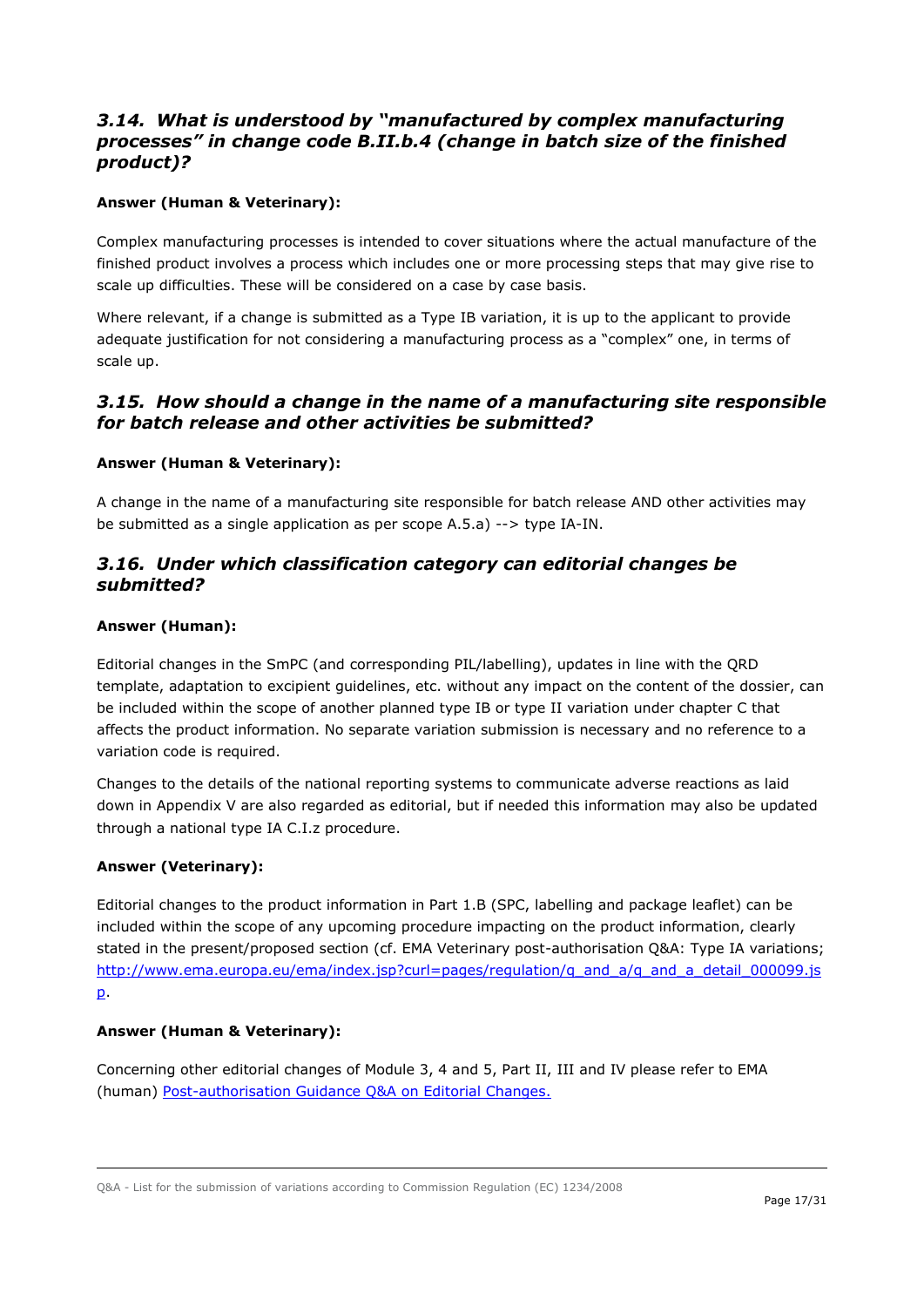### *3.14. What is understood by "manufactured by complex manufacturing processes" in change code B.II.b.4 (change in batch size of the finished product)?*

**Answer (Human & Veterinary):**

Complex manufacturing processes is intended to cover situations where the actual manufacture of the finished product involves a process which includes one or more processing steps that may give rise to scale up difficulties. These will be considered on a case by case basis.

Where relevant, if a change is submitted as a Type IB variation, it is up to the applicant to provide adequate justification for not considering a manufacturing process as a "complex" one, in terms of scale up.

### *3.15. How should a change in the name of a manufacturing site responsible for batch release and other activities be submitted?*

**Answer (Human & Veterinary):**

A change in the name of a manufacturing site responsible for batch release AND other activities may be submitted as a single application as per scope A.5.a) --> type IA-IN.

### *3.16. Under which classification category can editorial changes be submitted?*

**Answer (Human):**

Editorial changes in the SmPC (and corresponding PIL/labelling), updates in line with the QRD template, adaptation to excipient guidelines, etc. without any impact on the content of the dossier, can be included within the scope of another planned type IB or type II variation under chapter C that affects the product information. No separate variation submission is necessary and no reference to a variation code is required.

Changes to the details of the national reporting systems to communicate adverse reactions as laid down in Appendix V are also regarded as editorial, but if needed this information may also be updated through a national type IA C.I.z procedure.

**Answer (Veterinary):**

Editorial changes to the product information in Part 1.B (SPC, labelling and package leaflet) can be included within the scope of any upcoming procedure impacting on the product information, clearly stated in the present/proposed section (cf. EMA Veterinary post-authorisation Q&A: Type IA variations; [http://www.ema.europa.eu/ema/index.jsp?curl=pages/regulation/q_and_a/q_and_a_detail_000099.jsp](http://www.ema.europa.eu/ema/index.jsp?curl=pages/regulation/q_and_a/q_and_a_detail_000099.jsp).

**Answer (Human & Veterinary):**

Concerning other editorial changes of Module 3, 4 and 5, Part II, III and IV please refer to EMA (human) Post-authorisation Guidance Q&A on Editorial Changes.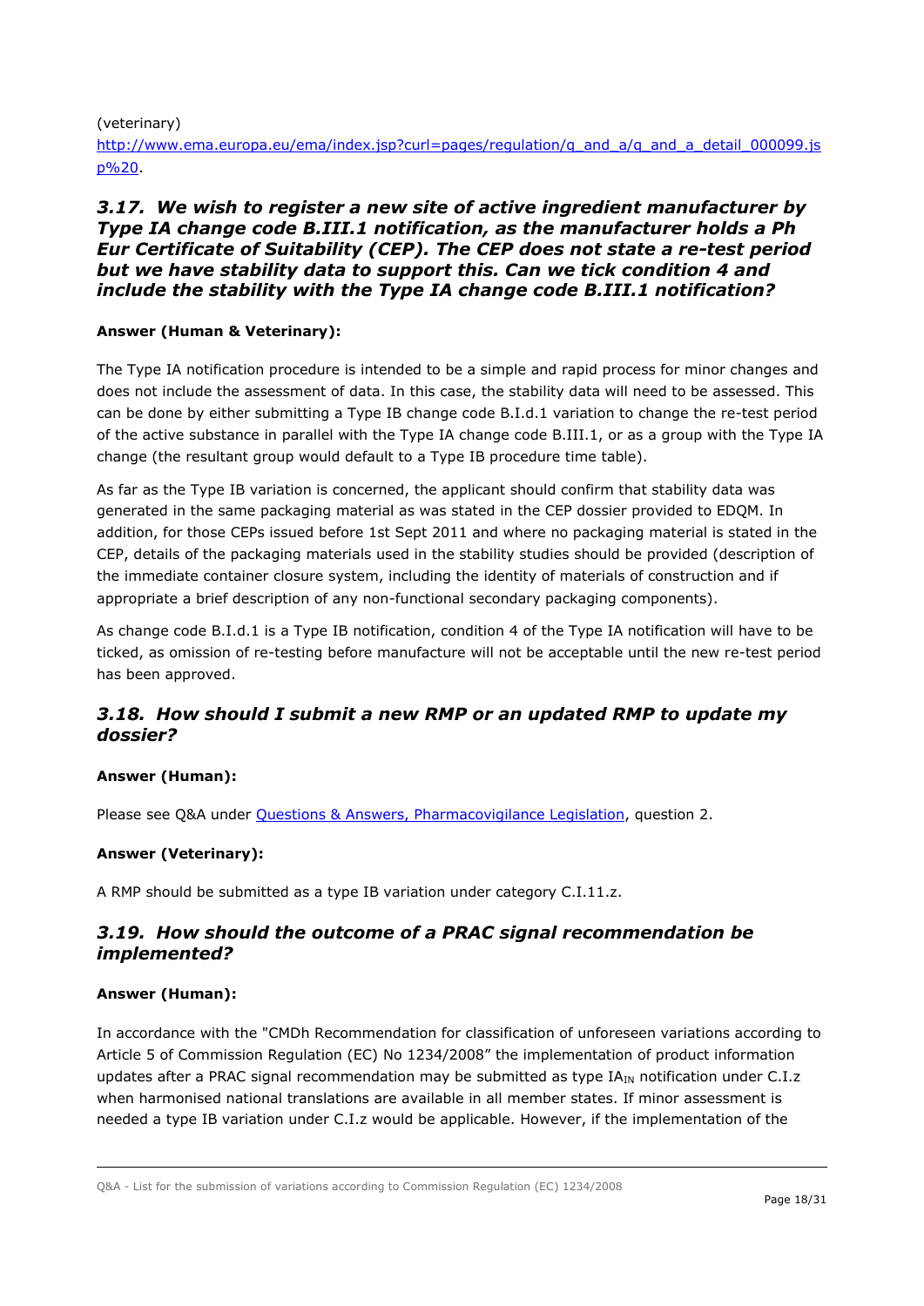(veterinary) http://www.ema.europa.eu/ema/index.jsp?curl=pages/regulation/q_and_a/q_and_a_detail_000099.jsp%20.

### *3.17. We wish to register a new site of active ingredient manufacturer by Type IA change code B.III.1 notification, as the manufacturer holds a Ph Eur Certificate of Suitability (CEP). The CEP does not state a re-test period but we have stability data to support this. Can we tick condition 4 and include the stability with the Type IA change code B.III.1 notification?*

**Answer (Human & Veterinary):**

The Type IA notification procedure is intended to be a simple and rapid process for minor changes and does not include the assessment of data. In this case, the stability data will need to be assessed. This can be done by either submitting a Type IB change code B.I.d.1 variation to change the re-test period of the active substance in parallel with the Type IA change code B.III.1, or as a group with the Type IA change (the resultant group would default to a Type IB procedure time table).

As far as the Type IB variation is concerned, the applicant should confirm that stability data was generated in the same packaging material as was stated in the CEP dossier provided to EDQM. In addition, for those CEPs issued before 1st Sept 2011 and where no packaging material is stated in the CEP, details of the packaging materials used in the stability studies should be provided (description of the immediate container closure system, including the identity of materials of construction and if appropriate a brief description of any non-functional secondary packaging components).

As change code B.I.d.1 is a Type IB notification, condition 4 of the Type IA notification will have to be ticked, as omission of re-testing before manufacture will not be acceptable until the new re-test period has been approved.

### *3.18. How should I submit a new RMP or an updated RMP to update my dossier?*

**Answer (Human):**

Please see Q&A under Questions & Answers, Pharmacovigilance Legislation, question 2.

**Answer (Veterinary):**

A RMP should be submitted as a type IB variation under category C.I.11.z.

### *3.19. How should the outcome of a PRAC signal recommendation be implemented?*

**Answer (Human):**

In accordance with the "CMDh Recommendation for classification of unforeseen variations according to Article 5 of Commission Regulation (EC) No 1234/2008" the implementation of product information updates after a PRAC signal recommendation may be submitted as type $IA_{IN}$ notification under C.I.z when harmonised national translations are available in all member states. If minor assessment is needed a type IB variation under C.I.z would be applicable. However, if the implementation of the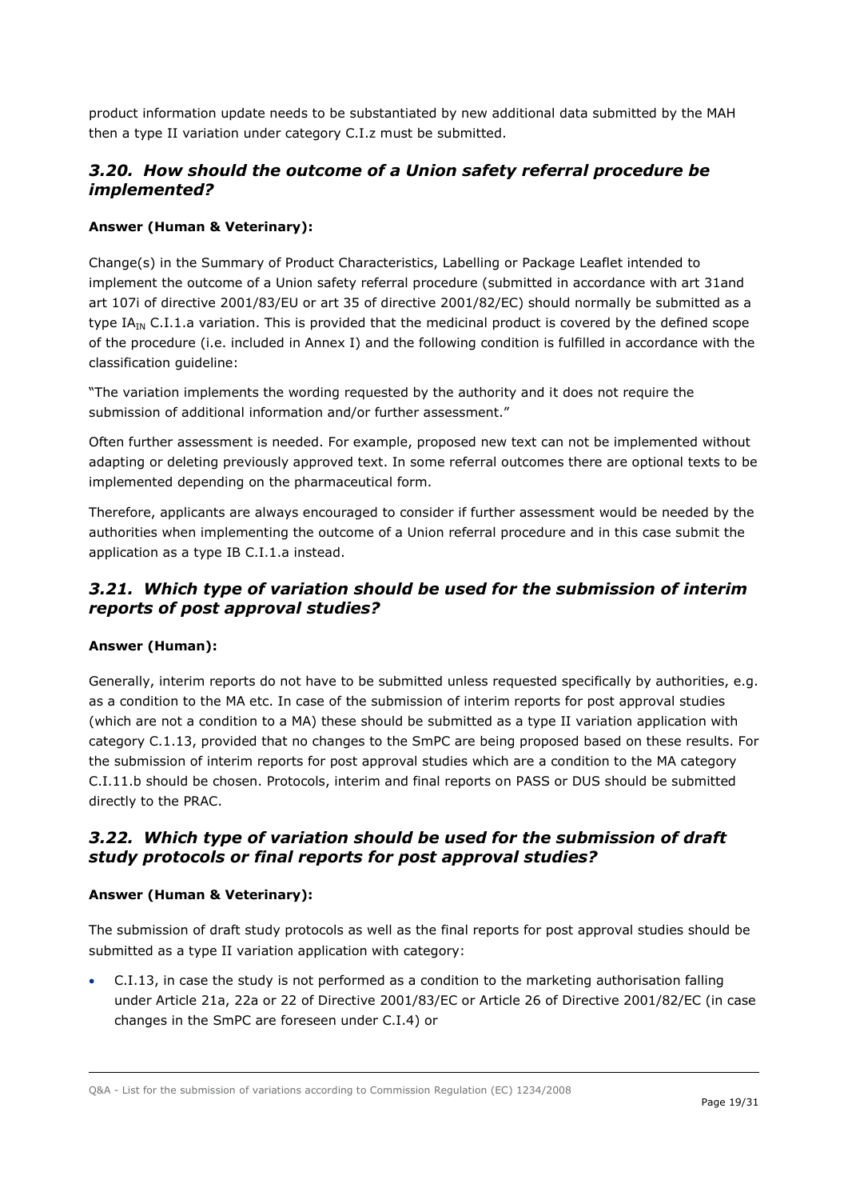product information update needs to be substantiated by new additional data submitted by the MAH then a type II variation under category C.I.z must be submitted.

### *3.20. How should the outcome of a Union safety referral procedure be implemented?*

**Answer (Human & Veterinary):**

Change(s) in the Summary of Product Characteristics, Labelling or Package Leaflet intended to implement the outcome of a Union safety referral procedure (submitted in accordance with art 31and art 107i of directive 2001/83/EU or art 35 of directive 2001/82/EC) should normally be submitted as a type $IA_{IN}$ C.I.1.a variation. This is provided that the medicinal product is covered by the defined scope of the procedure (i.e. included in Annex I) and the following condition is fulfilled in accordance with the classification guideline:

"The variation implements the wording requested by the authority and it does not require the submission of additional information and/or further assessment."

Often further assessment is needed. For example, proposed new text can not be implemented without adapting or deleting previously approved text. In some referral outcomes there are optional texts to be implemented depending on the pharmaceutical form.

Therefore, applicants are always encouraged to consider if further assessment would be needed by the authorities when implementing the outcome of a Union referral procedure and in this case submit the application as a type IB C.I.1.a instead.

### *3.21. Which type of variation should be used for the submission of interim reports of post approval studies?*

**Answer (Human):**

Generally, interim reports do not have to be submitted unless requested specifically by authorities, e.g. as a condition to the MA etc. In case of the submission of interim reports for post approval studies (which are not a condition to a MA) these should be submitted as a type II variation application with category C.1.13, provided that no changes to the SmPC are being proposed based on these results. For the submission of interim reports for post approval studies which are a condition to the MA category C.I.11.b should be chosen. Protocols, interim and final reports on PASS or DUS should be submitted directly to the PRAC.

### *3.22. Which type of variation should be used for the submission of draft study protocols or final reports for post approval studies?*

**Answer (Human & Veterinary):**

The submission of draft study protocols as well as the final reports for post approval studies should be submitted as a type II variation application with category:

- C.I.13, in case the study is not performed as a condition to the marketing authorisation falling under Article 21a, 22a or 22 of Directive 2001/83/EC or Article 26 of Directive 2001/82/EC (in case changes in the SmPC are foreseen under C.I.4) or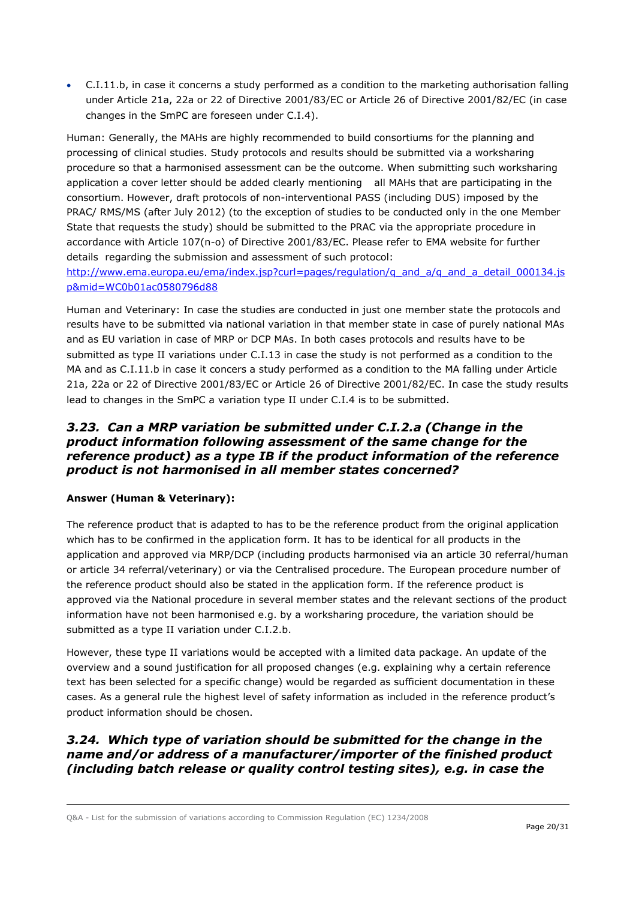- C.I.11.b, in case it concerns a study performed as a condition to the marketing authorisation falling under Article 21a, 22a or 22 of Directive 2001/83/EC or Article 26 of Directive 2001/82/EC (in case changes in the SmPC are foreseen under C.I.4).

Human: Generally, the MAHs are highly recommended to build consortiums for the planning and processing of clinical studies. Study protocols and results should be submitted via a worksharing procedure so that a harmonised assessment can be the outcome. When submitting such worksharing application a cover letter should be added clearly mentioning all MAHs that are participating in the consortium. However, draft protocols of non-interventional PASS (including DUS) imposed by the PRAC/ RMS/MS (after July 2012) (to the exception of studies to be conducted only in the one Member State that requests the study) should be submitted to the PRAC via the appropriate procedure in accordance with Article 107(n-o) of Directive 2001/83/EC. Please refer to EMA website for further details regarding the submission and assessment of such protocol: [http://www.ema.europa.eu/ema/index.jsp?curl=pages/regulation/q_and_a/q_and_a_detail_000134.jsp&mid=WC0b01ac0580796d88](http://www.ema.europa.eu/ema/index.jsp?curl=pages/regulation/q_and_a/q_and_a_detail_000134.jsp&mid=WC0b01ac0580796d88)

Human and Veterinary: In case the studies are conducted in just one member state the protocols and results have to be submitted via national variation in that member state in case of purely national MAs and as EU variation in case of MRP or DCP MAs. In both cases protocols and results have to be submitted as type II variations under C.I.13 in case the study is not performed as a condition to the MA and as C.I.11.b in case it concers a study performed as a condition to the MA falling under Article 21a, 22a or 22 of Directive 2001/83/EC or Article 26 of Directive 2001/82/EC. In case the study results lead to changes in the SmPC a variation type II under C.I.4 is to be submitted.

### *3.23. Can a MRP variation be submitted under C.I.2.a (Change in the product information following assessment of the same change for the reference product) as a type IB if the product information of the reference product is not harmonised in all member states concerned?*

**Answer (Human & Veterinary):**

The reference product that is adapted to has to be the reference product from the original application which has to be confirmed in the application form. It has to be identical for all products in the application and approved via MRP/DCP (including products harmonised via an article 30 referral/human or article 34 referral/veterinary) or via the Centralised procedure. The European procedure number of the reference product should also be stated in the application form. If the reference product is approved via the National procedure in several member states and the relevant sections of the product information have not been harmonised e.g. by a worksharing procedure, the variation should be submitted as a type II variation under C.I.2.b.

However, these type II variations would be accepted with a limited data package. An update of the overview and a sound justification for all proposed changes (e.g. explaining why a certain reference text has been selected for a specific change) would be regarded as sufficient documentation in these cases. As a general rule the highest level of safety information as included in the reference product's product information should be chosen.

### *3.24. Which type of variation should be submitted for the change in the name and/or address of a manufacturer/importer of the finished product (including batch release or quality control testing sites), e.g. in case the*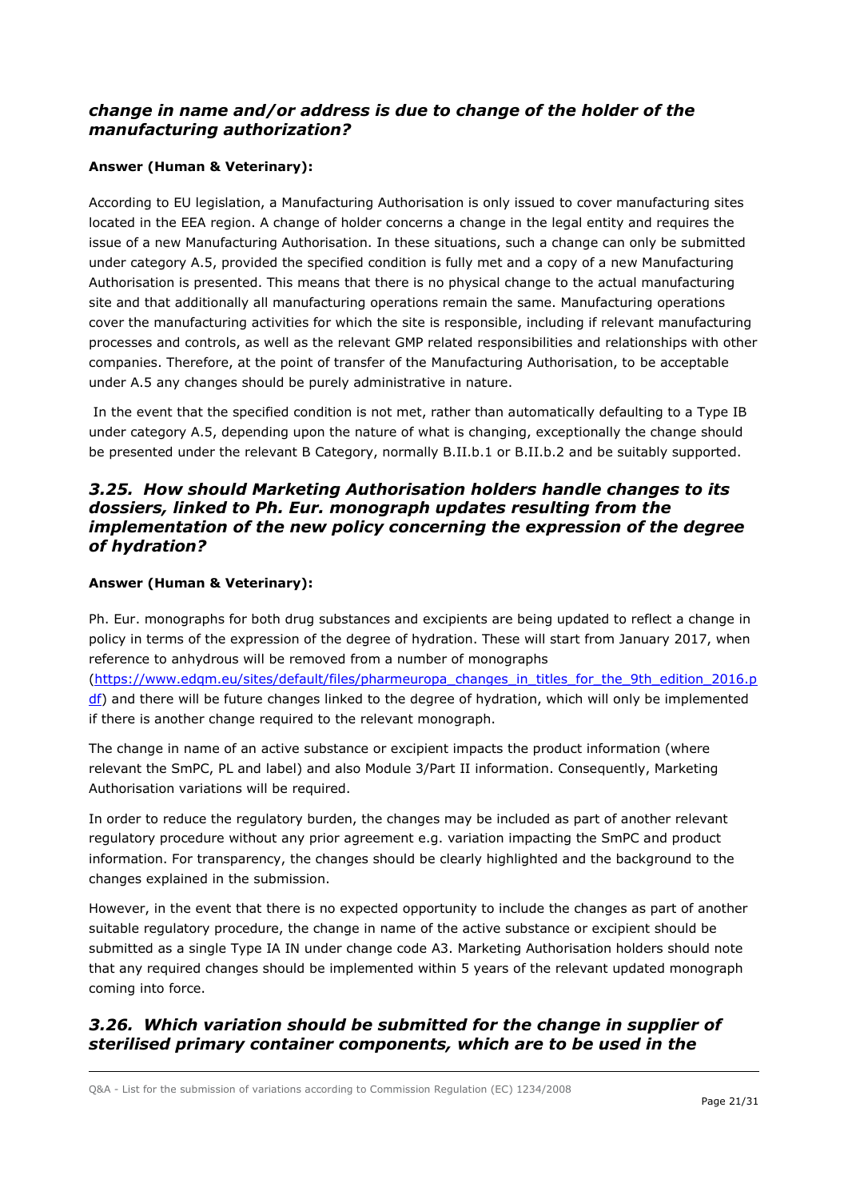### *change in name and/or address is due to change of the holder of the manufacturing authorization?*

**Answer (Human & Veterinary):**

According to EU legislation, a Manufacturing Authorisation is only issued to cover manufacturing sites located in the EEA region. A change of holder concerns a change in the legal entity and requires the issue of a new Manufacturing Authorisation. In these situations, such a change can only be submitted under category A.5, provided the specified condition is fully met and a copy of a new Manufacturing Authorisation is presented. This means that there is no physical change to the actual manufacturing site and that additionally all manufacturing operations remain the same. Manufacturing operations cover the manufacturing activities for which the site is responsible, including if relevant manufacturing processes and controls, as well as the relevant GMP related responsibilities and relationships with other companies. Therefore, at the point of transfer of the Manufacturing Authorisation, to be acceptable under A.5 any changes should be purely administrative in nature.

In the event that the specified condition is not met, rather than automatically defaulting to a Type IB under category A.5, depending upon the nature of what is changing, exceptionally the change should be presented under the relevant B Category, normally B.II.b.1 or B.II.b.2 and be suitably supported.

### *3.25. How should Marketing Authorisation holders handle changes to its dossiers, linked to Ph. Eur. monograph updates resulting from the implementation of the new policy concerning the expression of the degree of hydration?*

**Answer (Human & Veterinary):**

Ph. Eur. monographs for both drug substances and excipients are being updated to reflect a change in policy in terms of the expression of the degree of hydration. These will start from January 2017, when reference to anhydrous will be removed from a number of monographs (https://www.edqm.eu/sites/default/files/pharmeuropa_changes_in_titles_for_the_9th_edition_2016.pdf) and there will be future changes linked to the degree of hydration, which will only be implemented if there is another change required to the relevant monograph.

The change in name of an active substance or excipient impacts the product information (where relevant the SmPC, PL and label) and also Module 3/Part II information. Consequently, Marketing Authorisation variations will be required.

In order to reduce the regulatory burden, the changes may be included as part of another relevant regulatory procedure without any prior agreement e.g. variation impacting the SmPC and product information. For transparency, the changes should be clearly highlighted and the background to the changes explained in the submission.

However, in the event that there is no expected opportunity to include the changes as part of another suitable regulatory procedure, the change in name of the active substance or excipient should be submitted as a single Type IA IN under change code A3. Marketing Authorisation holders should note that any required changes should be implemented within 5 years of the relevant updated monograph coming into force.

### *3.26. Which variation should be submitted for the change in supplier of sterilised primary container components, which are to be used in the*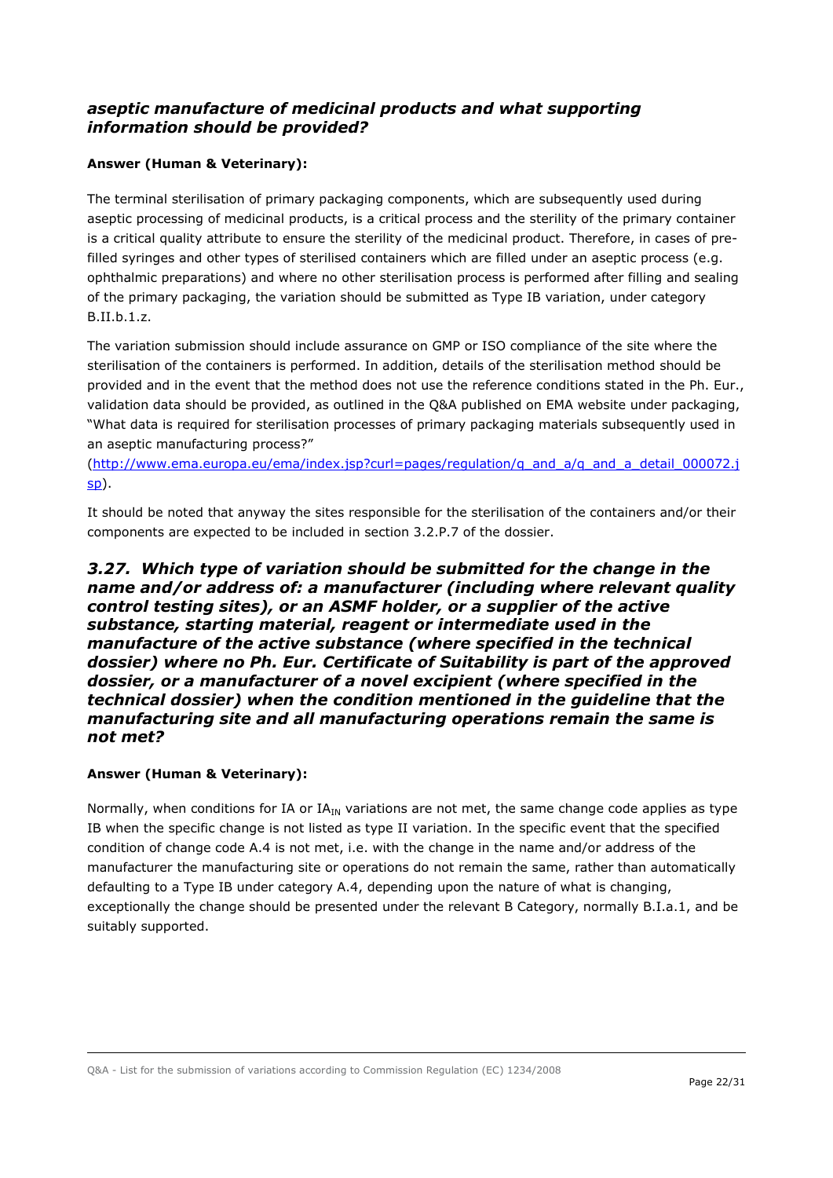### *aseptic manufacture of medicinal products and what supporting information should be provided?*

**Answer (Human & Veterinary):**

The terminal sterilisation of primary packaging components, which are subsequently used during aseptic processing of medicinal products, is a critical process and the sterility of the primary container is a critical quality attribute to ensure the sterility of the medicinal product. Therefore, in cases of pre-filled syringes and other types of sterilised containers which are filled under an aseptic process (e.g. ophthalmic preparations) and where no other sterilisation process is performed after filling and sealing of the primary packaging, the variation should be submitted as Type IB variation, under category B.II.b.1.z.

The variation submission should include assurance on GMP or ISO compliance of the site where the sterilisation of the containers is performed. In addition, details of the sterilisation method should be provided and in the event that the method does not use the reference conditions stated in the Ph. Eur., validation data should be provided, as outlined in the Q&A published on EMA website under packaging, "What data is required for sterilisation processes of primary packaging materials subsequently used in an aseptic manufacturing process?" (http://www.ema.europa.eu/ema/index.jsp?curl=pages/regulation/q_and_a/q_and_a_detail_000072.jsp).

It should be noted that anyway the sites responsible for the sterilisation of the containers and/or their components are expected to be included in section 3.2.P.7 of the dossier.

### *3.27. Which type of variation should be submitted for the change in the name and/or address of: a manufacturer (including where relevant quality control testing sites), or an ASMF holder, or a supplier of the active substance, starting material, reagent or intermediate used in the manufacture of the active substance (where specified in the technical dossier) where no Ph. Eur. Certificate of Suitability is part of the approved dossier, or a manufacturer of a novel excipient (where specified in the technical dossier) when the condition mentioned in the guideline that the manufacturing site and all manufacturing operations remain the same is not met?*

**Answer (Human & Veterinary):**

Normally, when conditions for IA or $IA_{IN}$ variations are not met, the same change code applies as type IB when the specific change is not listed as type II variation. In the specific event that the specified condition of change code A.4 is not met, i.e. with the change in the name and/or address of the manufacturer the manufacturing site or operations do not remain the same, rather than automatically defaulting to a Type IB under category A.4, depending upon the nature of what is changing, exceptionally the change should be presented under the relevant B Category, normally B.I.a.1, and be suitably supported.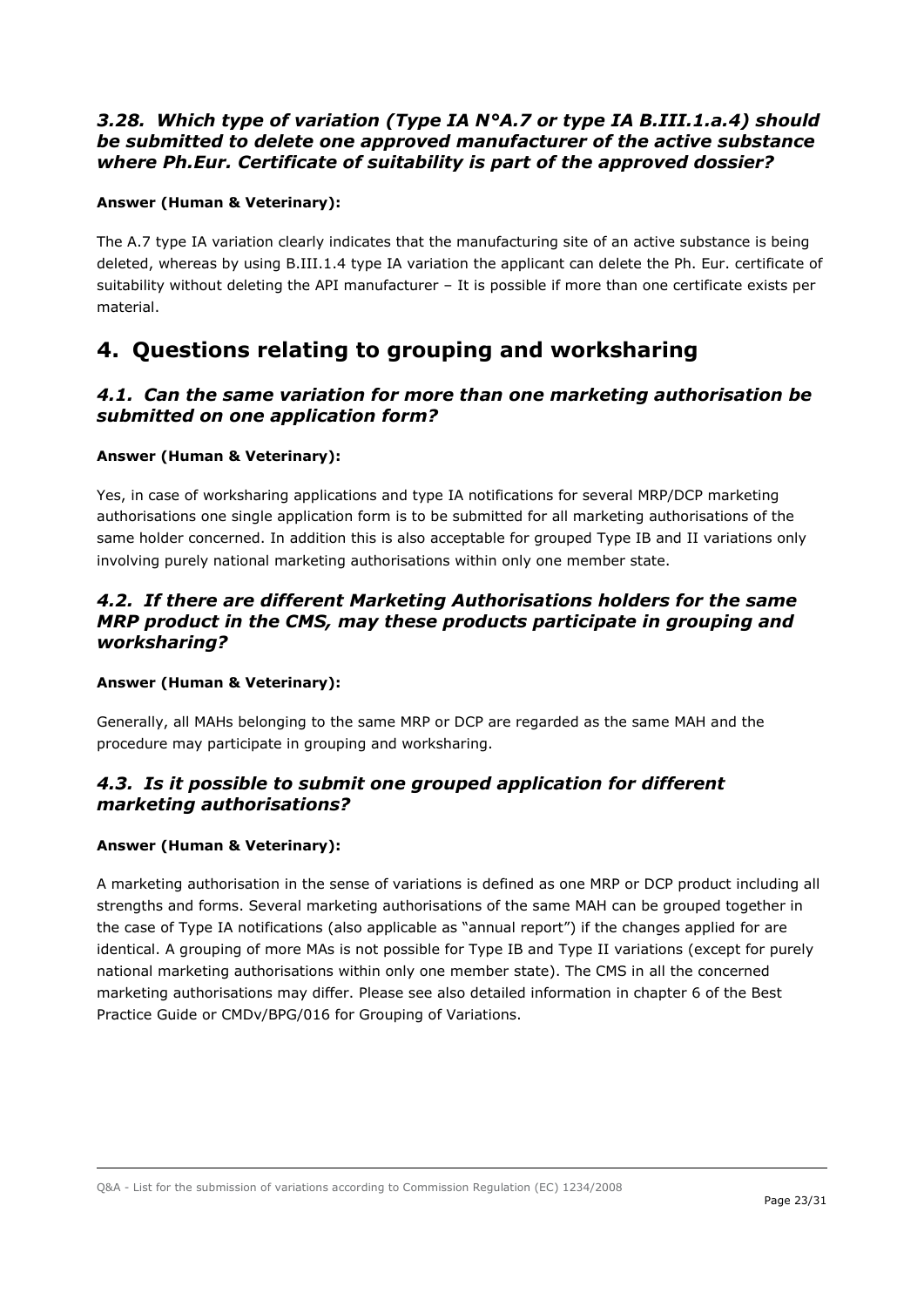### *3.28. Which type of variation (Type IA N°A.7 or type IA B.III.1.a.4) should be submitted to delete one approved manufacturer of the active substance where Ph.Eur. Certificate of suitability is part of the approved dossier?*

**Answer (Human & Veterinary):**

The A.7 type IA variation clearly indicates that the manufacturing site of an active substance is being deleted, whereas by using B.III.1.4 type IA variation the applicant can delete the Ph. Eur. certificate of suitability without deleting the API manufacturer – It is possible if more than one certificate exists per material.

## 4. Questions relating to grouping and worksharing

### *4.1. Can the same variation for more than one marketing authorisation be submitted on one application form?*

**Answer (Human & Veterinary):**

Yes, in case of worksharing applications and type IA notifications for several MRP/DCP marketing authorisations one single application form is to be submitted for all marketing authorisations of the same holder concerned. In addition this is also acceptable for grouped Type IB and II variations only involving purely national marketing authorisations within only one member state.

### *4.2. If there are different Marketing Authorisations holders for the same MRP product in the CMS, may these products participate in grouping and worksharing?*

**Answer (Human & Veterinary):**

Generally, all MAHs belonging to the same MRP or DCP are regarded as the same MAH and the procedure may participate in grouping and worksharing.

### *4.3. Is it possible to submit one grouped application for different marketing authorisations?*

**Answer (Human & Veterinary):**

A marketing authorisation in the sense of variations is defined as one MRP or DCP product including all strengths and forms. Several marketing authorisations of the same MAH can be grouped together in the case of Type IA notifications (also applicable as "annual report") if the changes applied for are identical. A grouping of more MAs is not possible for Type IB and Type II variations (except for purely national marketing authorisations within only one member state). The CMS in all the concerned marketing authorisations may differ. Please see also detailed information in chapter 6 of the Best Practice Guide or CMDv/BPG/016 for Grouping of Variations.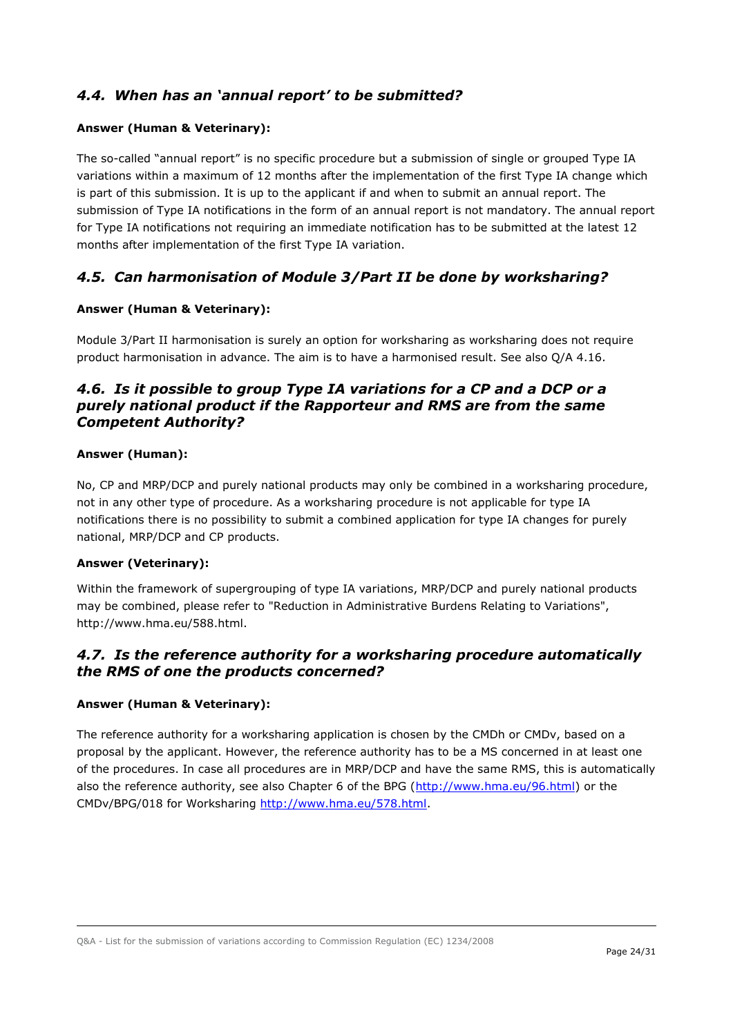### *4.4. When has an 'annual report' to be submitted?*

**Answer (Human & Veterinary):**

The so-called "annual report" is no specific procedure but a submission of single or grouped Type IA variations within a maximum of 12 months after the implementation of the first Type IA change which is part of this submission. It is up to the applicant if and when to submit an annual report. The submission of Type IA notifications in the form of an annual report is not mandatory. The annual report for Type IA notifications not requiring an immediate notification has to be submitted at the latest 12 months after implementation of the first Type IA variation.

### *4.5. Can harmonisation of Module 3/Part II be done by worksharing?*

**Answer (Human & Veterinary):**

Module 3/Part II harmonisation is surely an option for worksharing as worksharing does not require product harmonisation in advance. The aim is to have a harmonised result. See also Q/A 4.16.

### *4.6. Is it possible to group Type IA variations for a CP and a DCP or a purely national product if the Rapporteur and RMS are from the same Competent Authority?*

**Answer (Human):**

No, CP and MRP/DCP and purely national products may only be combined in a worksharing procedure, not in any other type of procedure. As a worksharing procedure is not applicable for type IA notifications there is no possibility to submit a combined application for type IA changes for purely national, MRP/DCP and CP products.

**Answer (Veterinary):**

Within the framework of supergrouping of type IA variations, MRP/DCP and purely national products may be combined, please refer to "Reduction in Administrative Burdens Relating to Variations", http://www.hma.eu/588.html.

### *4.7. Is the reference authority for a worksharing procedure automatically the RMS of one the products concerned?*

**Answer (Human & Veterinary):**

The reference authority for a worksharing application is chosen by the CMDh or CMDv, based on a proposal by the applicant. However, the reference authority has to be a MS concerned in at least one of the procedures. In case all procedures are in MRP/DCP and have the same RMS, this is automatically also the reference authority, see also Chapter 6 of the BPG (http://www.hma.eu/96.html) or the CMDv/BPG/018 for Worksharing http://www.hma.eu/578.html.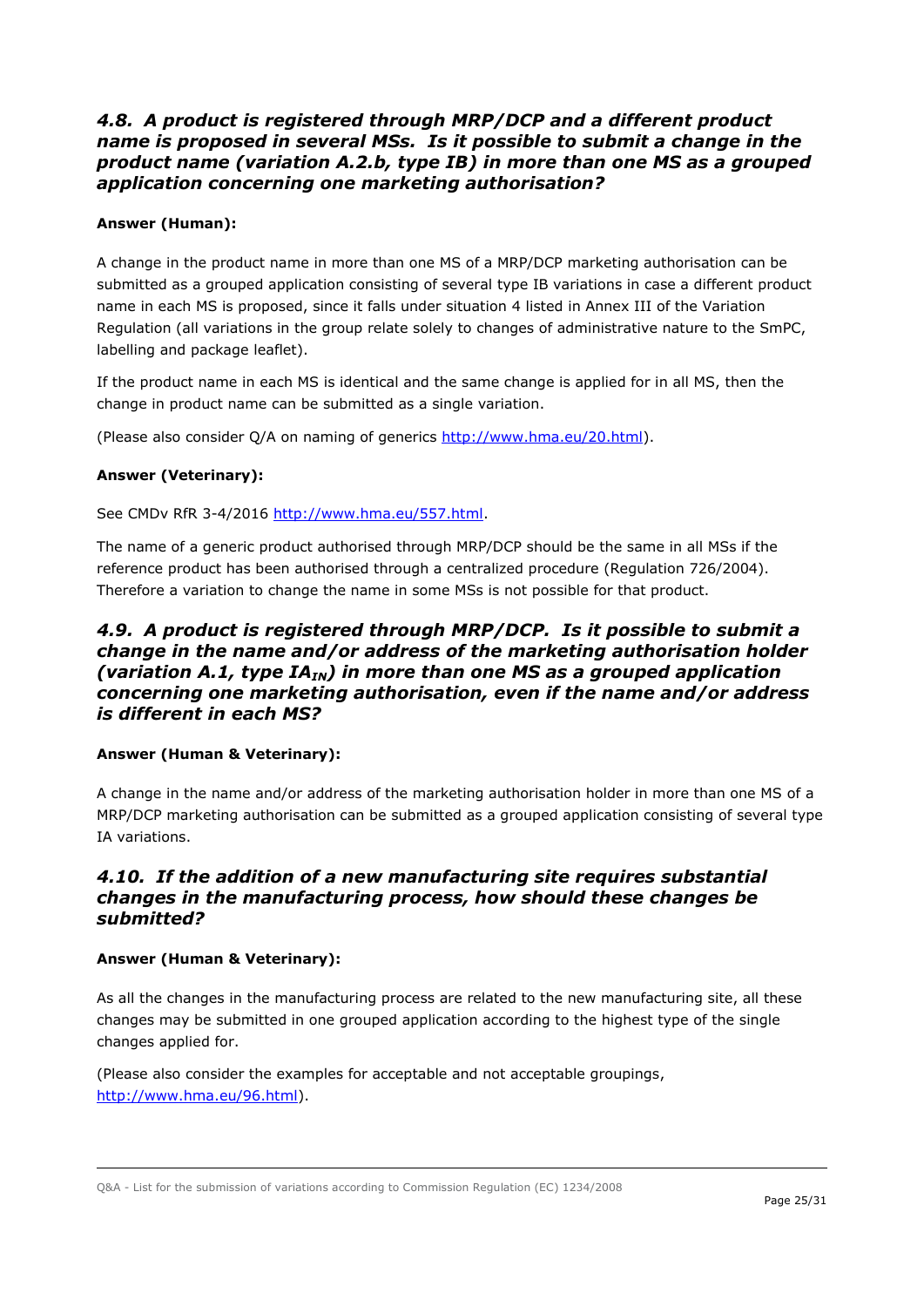### *4.8. A product is registered through MRP/DCP and a different product name is proposed in several MSs. Is it possible to submit a change in the product name (variation A.2.b, type IB) in more than one MS as a grouped application concerning one marketing authorisation?*

**Answer (Human):**

A change in the product name in more than one MS of a MRP/DCP marketing authorisation can be submitted as a grouped application consisting of several type IB variations in case a different product name in each MS is proposed, since it falls under situation 4 listed in Annex III of the Variation Regulation (all variations in the group relate solely to changes of administrative nature to the SmPC, labelling and package leaflet).

If the product name in each MS is identical and the same change is applied for in all MS, then the change in product name can be submitted as a single variation.

(Please also consider Q/A on naming of generics http://www.hma.eu/20.html).

**Answer (Veterinary):**

See CMDv RfR 3-4/2016 http://www.hma.eu/557.html.

The name of a generic product authorised through MRP/DCP should be the same in all MSs if the reference product has been authorised through a centralized procedure (Regulation 726/2004). Therefore a variation to change the name in some MSs is not possible for that product.

### *4.9. A product is registered through MRP/DCP. Is it possible to submit a change in the name and/or address of the marketing authorisation holder (variation A.1, type $IA_{IN}$) in more than one MS as a grouped application concerning one marketing authorisation, even if the name and/or address is different in each MS?*

**Answer (Human & Veterinary):**

A change in the name and/or address of the marketing authorisation holder in more than one MS of a MRP/DCP marketing authorisation can be submitted as a grouped application consisting of several type IA variations.

### *4.10. If the addition of a new manufacturing site requires substantial changes in the manufacturing process, how should these changes be submitted?*

**Answer (Human & Veterinary):**

As all the changes in the manufacturing process are related to the new manufacturing site, all these changes may be submitted in one grouped application according to the highest type of the single changes applied for.

(Please also consider the examples for acceptable and not acceptable groupings, http://www.hma.eu/96.html).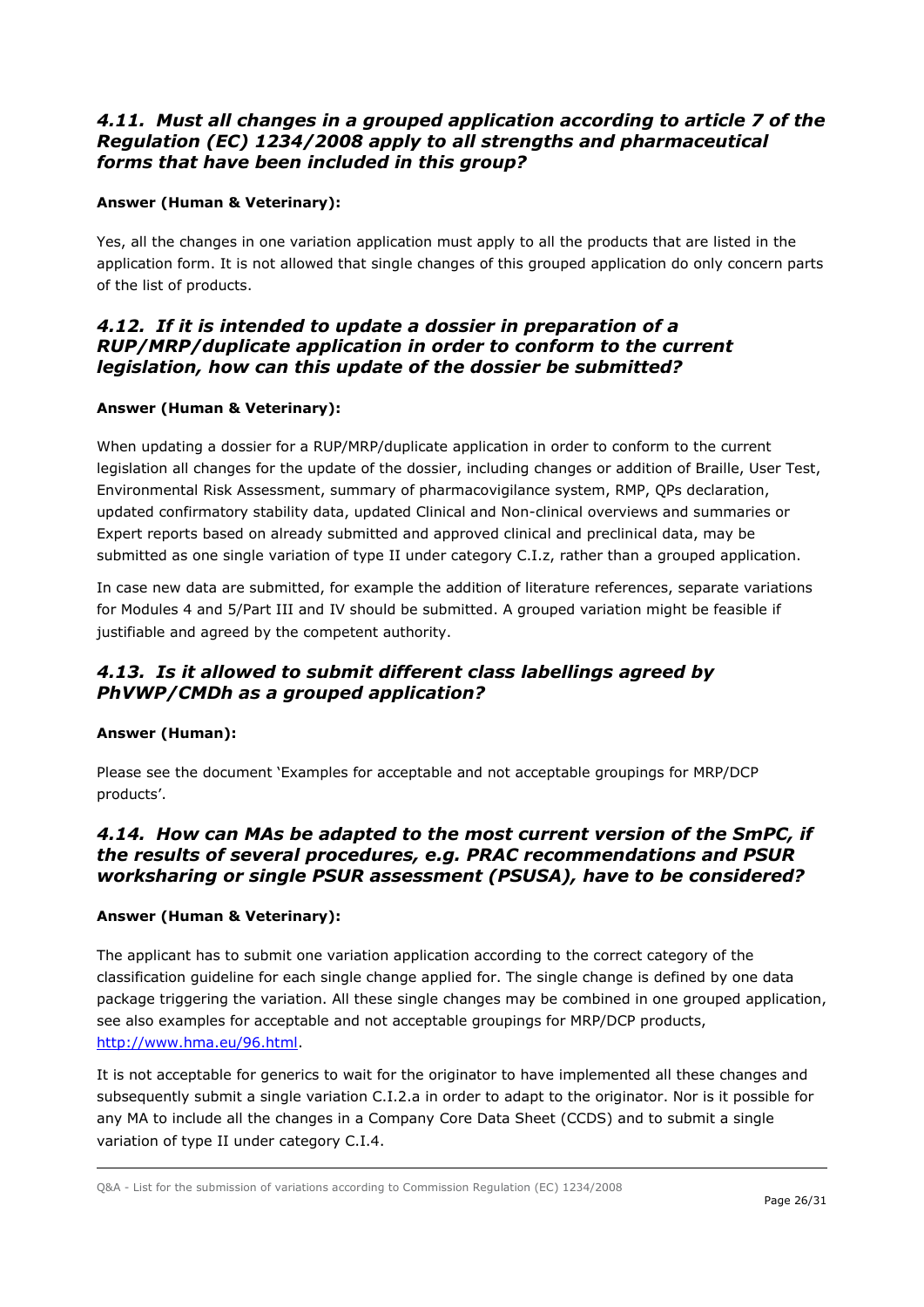### *4.11. Must all changes in a grouped application according to article 7 of the Regulation (EC) 1234/2008 apply to all strengths and pharmaceutical forms that have been included in this group?*

**Answer (Human & Veterinary):**

Yes, all the changes in one variation application must apply to all the products that are listed in the application form. It is not allowed that single changes of this grouped application do only concern parts of the list of products.

### *4.12. If it is intended to update a dossier in preparation of a RUP/MRP/duplicate application in order to conform to the current legislation, how can this update of the dossier be submitted?*

**Answer (Human & Veterinary):**

When updating a dossier for a RUP/MRP/duplicate application in order to conform to the current legislation all changes for the update of the dossier, including changes or addition of Braille, User Test, Environmental Risk Assessment, summary of pharmacovigilance system, RMP, QPs declaration, updated confirmatory stability data, updated Clinical and Non-clinical overviews and summaries or Expert reports based on already submitted and approved clinical and preclinical data, may be submitted as one single variation of type II under category C.I.z, rather than a grouped application.

In case new data are submitted, for example the addition of literature references, separate variations for Modules 4 and 5/Part III and IV should be submitted. A grouped variation might be feasible if justifiable and agreed by the competent authority.

### *4.13. Is it allowed to submit different class labellings agreed by PhVWP/CMDh as a grouped application?*

**Answer (Human):**

Please see the document 'Examples for acceptable and not acceptable groupings for MRP/DCP products'.

### *4.14. How can MAs be adapted to the most current version of the SmPC, if the results of several procedures, e.g. PRAC recommendations and PSUR worksharing or single PSUR assessment (PSUSA), have to be considered?*

**Answer (Human & Veterinary):**

The applicant has to submit one variation application according to the correct category of the classification guideline for each single change applied for. The single change is defined by one data package triggering the variation. All these single changes may be combined in one grouped application, see also examples for acceptable and not acceptable groupings for MRP/DCP products, http://www.hma.eu/96.html.

It is not acceptable for generics to wait for the originator to have implemented all these changes and subsequently submit a single variation C.I.2.a in order to adapt to the originator. Nor is it possible for any MA to include all the changes in a Company Core Data Sheet (CCDS) and to submit a single variation of type II under category C.I.4.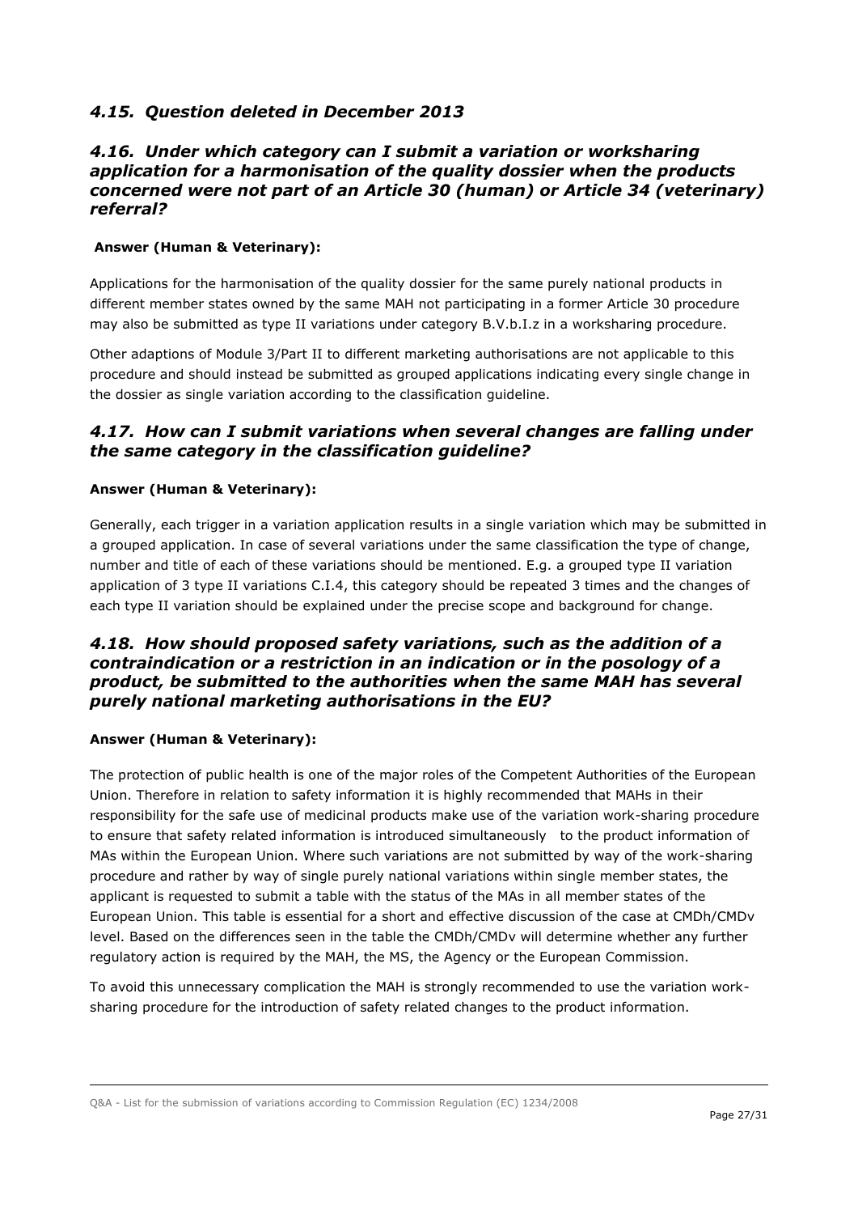### *4.15. Question deleted in December 2013*

### *4.16. Under which category can I submit a variation or worksharing application for a harmonisation of the quality dossier when the products concerned were not part of an Article 30 (human) or Article 34 (veterinary) referral?*

**Answer (Human & Veterinary):**

Applications for the harmonisation of the quality dossier for the same purely national products in different member states owned by the same MAH not participating in a former Article 30 procedure may also be submitted as type II variations under category B.V.b.I.z in a worksharing procedure.

Other adaptions of Module 3/Part II to different marketing authorisations are not applicable to this procedure and should instead be submitted as grouped applications indicating every single change in the dossier as single variation according to the classification guideline.

### *4.17. How can I submit variations when several changes are falling under the same category in the classification guideline?*

**Answer (Human & Veterinary):**

Generally, each trigger in a variation application results in a single variation which may be submitted in a grouped application. In case of several variations under the same classification the type of change, number and title of each of these variations should be mentioned. E.g. a grouped type II variation application of 3 type II variations C.I.4, this category should be repeated 3 times and the changes of each type II variation should be explained under the precise scope and background for change.

### *4.18. How should proposed safety variations, such as the addition of a contraindication or a restriction in an indication or in the posology of a product, be submitted to the authorities when the same MAH has several purely national marketing authorisations in the EU?*

**Answer (Human & Veterinary):**

The protection of public health is one of the major roles of the Competent Authorities of the European Union. Therefore in relation to safety information it is highly recommended that MAHs in their responsibility for the safe use of medicinal products make use of the variation work-sharing procedure to ensure that safety related information is introduced simultaneously to the product information of MAs within the European Union. Where such variations are not submitted by way of the work-sharing procedure and rather by way of single purely national variations within single member states, the applicant is requested to submit a table with the status of the MAs in all member states of the European Union. This table is essential for a short and effective discussion of the case at CMDh/CMDv level. Based on the differences seen in the table the CMDh/CMDv will determine whether any further regulatory action is required by the MAH, the MS, the Agency or the European Commission.

To avoid this unnecessary complication the MAH is strongly recommended to use the variation work-sharing procedure for the introduction of safety related changes to the product information.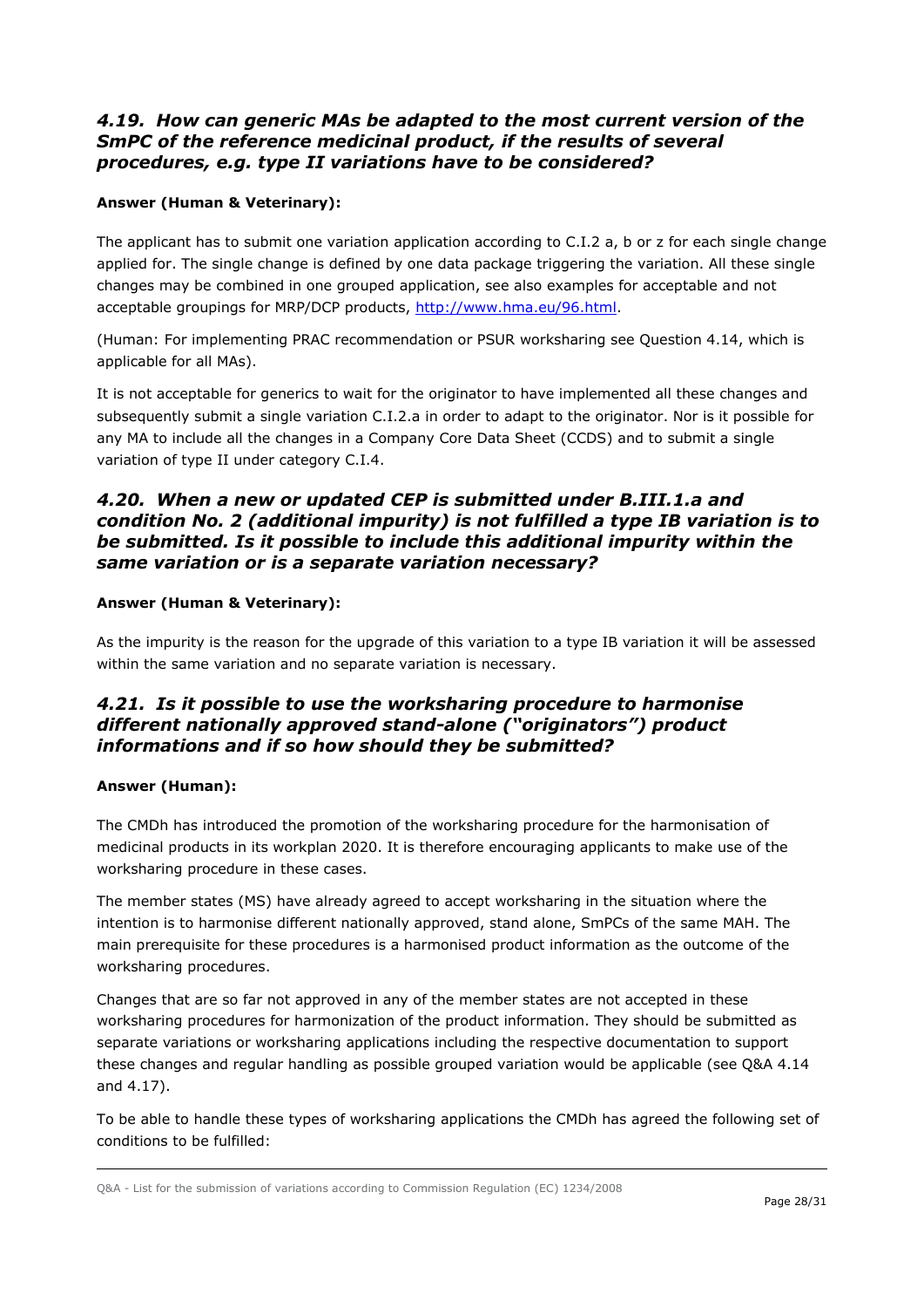### *4.19. How can generic MAs be adapted to the most current version of the SmPC of the reference medicinal product, if the results of several procedures, e.g. type II variations have to be considered?*

**Answer (Human & Veterinary):**

The applicant has to submit one variation application according to C.I.2 a, b or z for each single change applied for. The single change is defined by one data package triggering the variation. All these single changes may be combined in one grouped application, see also examples for acceptable and not acceptable groupings for MRP/DCP products, http://www.hma.eu/96.html.

(Human: For implementing PRAC recommendation or PSUR worksharing see Question 4.14, which is applicable for all MAs).

It is not acceptable for generics to wait for the originator to have implemented all these changes and subsequently submit a single variation C.I.2.a in order to adapt to the originator. Nor is it possible for any MA to include all the changes in a Company Core Data Sheet (CCDS) and to submit a single variation of type II under category C.I.4.

### *4.20. When a new or updated CEP is submitted under B.III.1.a and condition No. 2 (additional impurity) is not fulfilled a type IB variation is to be submitted. Is it possible to include this additional impurity within the same variation or is a separate variation necessary?*

**Answer (Human & Veterinary):**

As the impurity is the reason for the upgrade of this variation to a type IB variation it will be assessed within the same variation and no separate variation is necessary.

### *4.21. Is it possible to use the worksharing procedure to harmonise different nationally approved stand-alone ("originators") product informations and if so how should they be submitted?*

**Answer (Human):**

The CMDh has introduced the promotion of the worksharing procedure for the harmonisation of medicinal products in its workplan 2020. It is therefore encouraging applicants to make use of the worksharing procedure in these cases.

The member states (MS) have already agreed to accept worksharing in the situation where the intention is to harmonise different nationally approved, stand alone, SmPCs of the same MAH. The main prerequisite for these procedures is a harmonised product information as the outcome of the worksharing procedures.

Changes that are so far not approved in any of the member states are not accepted in these worksharing procedures for harmonization of the product information. They should be submitted as separate variations or worksharing applications including the respective documentation to support these changes and regular handling as possible grouped variation would be applicable (see Q&A 4.14 and 4.17).

To be able to handle these types of worksharing applications the CMDh has agreed the following set of conditions to be fulfilled: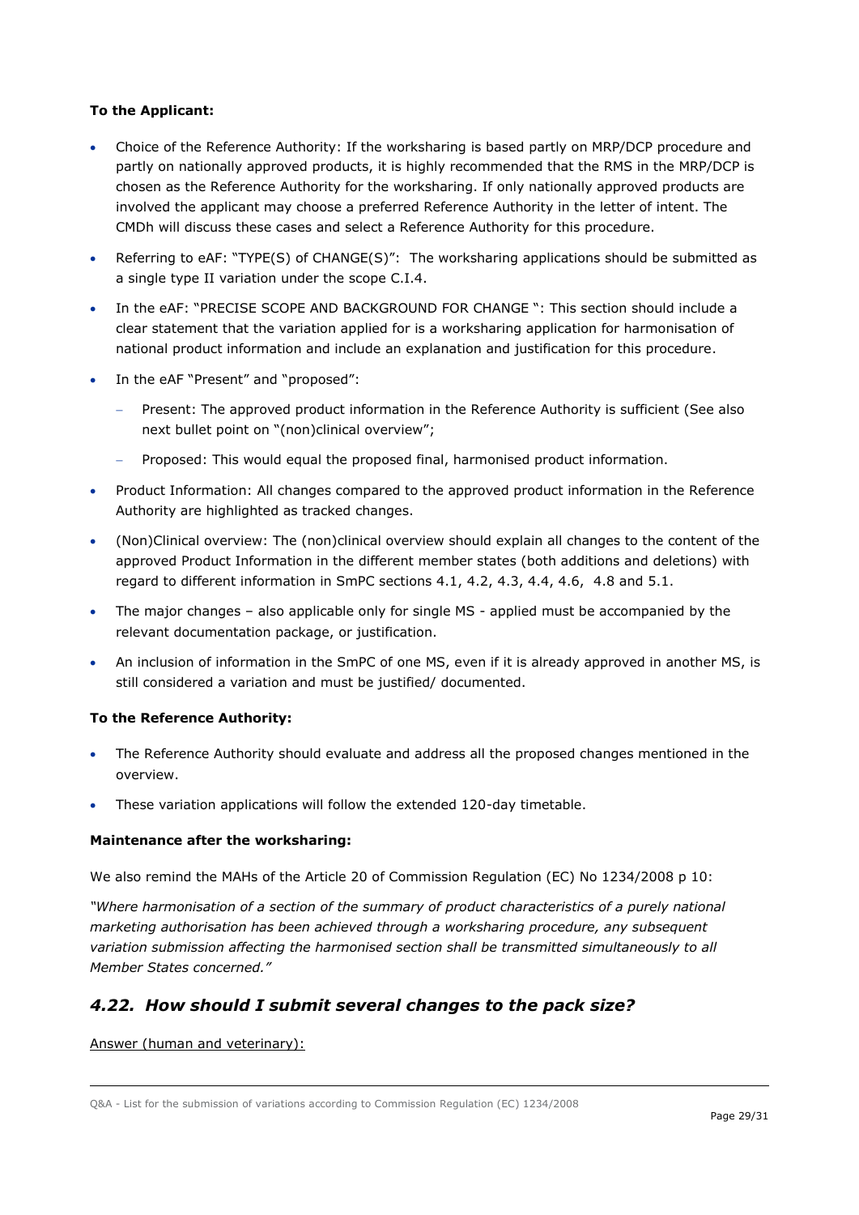**To the Applicant:**

- Choice of the Reference Authority: If the worksharing is based partly on MRP/DCP procedure and partly on nationally approved products, it is highly recommended that the RMS in the MRP/DCP is chosen as the Reference Authority for the worksharing. If only nationally approved products are involved the applicant may choose a preferred Reference Authority in the letter of intent. The CMDh will discuss these cases and select a Reference Authority for this procedure.
- Referring to eAF: "TYPE(S) of CHANGE(S)": The worksharing applications should be submitted as a single type II variation under the scope C.I.4.
- In the eAF: "PRECISE SCOPE AND BACKGROUND FOR CHANGE ": This section should include a clear statement that the variation applied for is a worksharing application for harmonisation of national product information and include an explanation and justification for this procedure.
- In the eAF "Present" and "proposed":
  - Present: The approved product information in the Reference Authority is sufficient (See also next bullet point on "(non)clinical overview";
  - Proposed: This would equal the proposed final, harmonised product information.
- Product Information: All changes compared to the approved product information in the Reference Authority are highlighted as tracked changes.
- (Non)Clinical overview: The (non)clinical overview should explain all changes to the content of the approved Product Information in the different member states (both additions and deletions) with regard to different information in SmPC sections 4.1, 4.2, 4.3, 4.4, 4.6, 4.8 and 5.1.
- The major changes – also applicable only for single MS - applied must be accompanied by the relevant documentation package, or justification.
- An inclusion of information in the SmPC of one MS, even if it is already approved in another MS, is still considered a variation and must be justified/ documented.

**To the Reference Authority:**

- The Reference Authority should evaluate and address all the proposed changes mentioned in the overview.
- These variation applications will follow the extended 120-day timetable.

**Maintenance after the worksharing:**

We also remind the MAHs of the Article 20 of Commission Regulation (EC) No 1234/2008 p 10:

*"Where harmonisation of a section of the summary of product characteristics of a purely national marketing authorisation has been achieved through a worksharing procedure, any subsequent variation submission affecting the harmonised section shall be transmitted simultaneously to all Member States concerned."*

## *4.22. How should I submit several changes to the pack size?*

Answer (human and veterinary):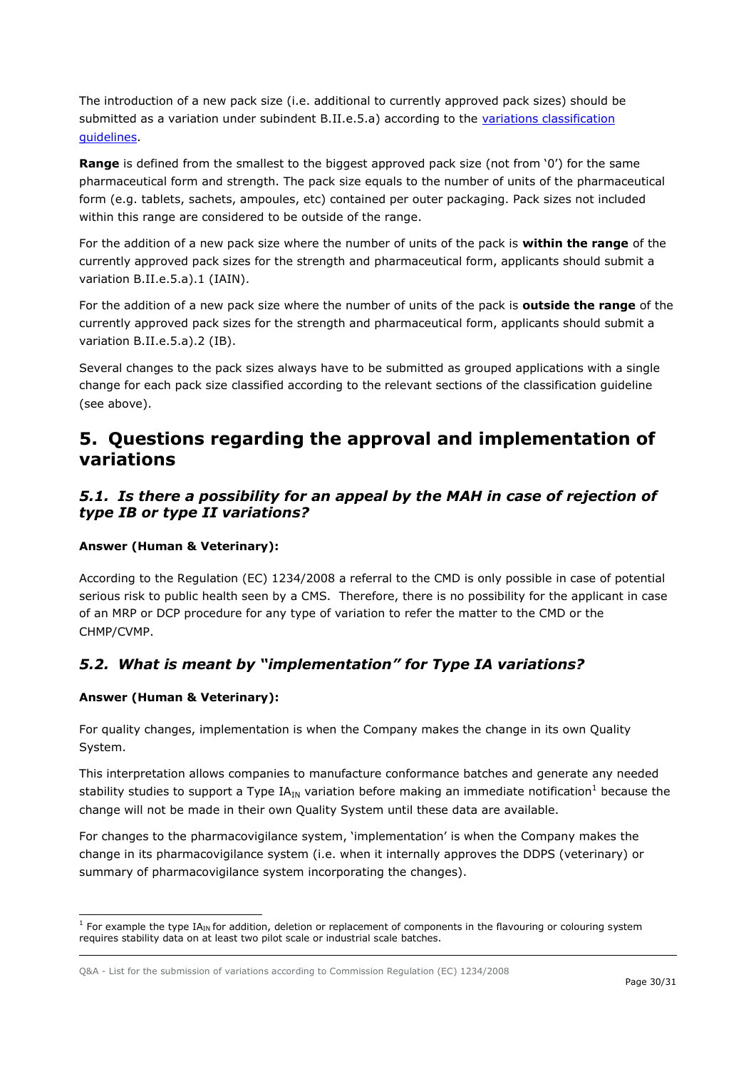The introduction of a new pack size (i.e. additional to currently approved pack sizes) should be submitted as a variation under subindent B.II.e.5.a) according to the [variations classification guidelines](#).

**Range** is defined from the smallest to the biggest approved pack size (not from '0') for the same pharmaceutical form and strength. The pack size equals to the number of units of the pharmaceutical form (e.g. tablets, sachets, ampoules, etc) contained per outer packaging. Pack sizes not included within this range are considered to be outside of the range.

For the addition of a new pack size where the number of units of the pack is **within the range** of the currently approved pack sizes for the strength and pharmaceutical form, applicants should submit a variation B.II.e.5.a).1 (IAIN).

For the addition of a new pack size where the number of units of the pack is **outside the range** of the currently approved pack sizes for the strength and pharmaceutical form, applicants should submit a variation B.II.e.5.a).2 (IB).

Several changes to the pack sizes always have to be submitted as grouped applications with a single change for each pack size classified according to the relevant sections of the classification guideline (see above).

# 5. Questions regarding the approval and implementation of variations

## *5.1. Is there a possibility for an appeal by the MAH in case of rejection of type IB or type II variations?*

**Answer (Human & Veterinary):**

According to the Regulation (EC) 1234/2008 a referral to the CMD is only possible in case of potential serious risk to public health seen by a CMS. Therefore, there is no possibility for the applicant in case of an MRP or DCP procedure for any type of variation to refer the matter to the CMD or the CHMP/CVMP.

## *5.2. What is meant by "implementation" for Type IA variations?*

**Answer (Human & Veterinary):**

For quality changes, implementation is when the Company makes the change in its own Quality System.

This interpretation allows companies to manufacture conformance batches and generate any needed stability studies to support a Type $IA_{IN}$ variation before making an immediate notification[1] because the change will not be made in their own Quality System until these data are available.

For changes to the pharmacovigilance system, 'implementation' is when the Company makes the change in its pharmacovigilance system (i.e. when it internally approves the DDPS (veterinary) or summary of pharmacovigilance system incorporating the changes).

[1] For example the type $IA_{IN}$ for addition, deletion or replacement of components in the flavouring or colouring system requires stability data on at least two pilot scale or industrial scale batches.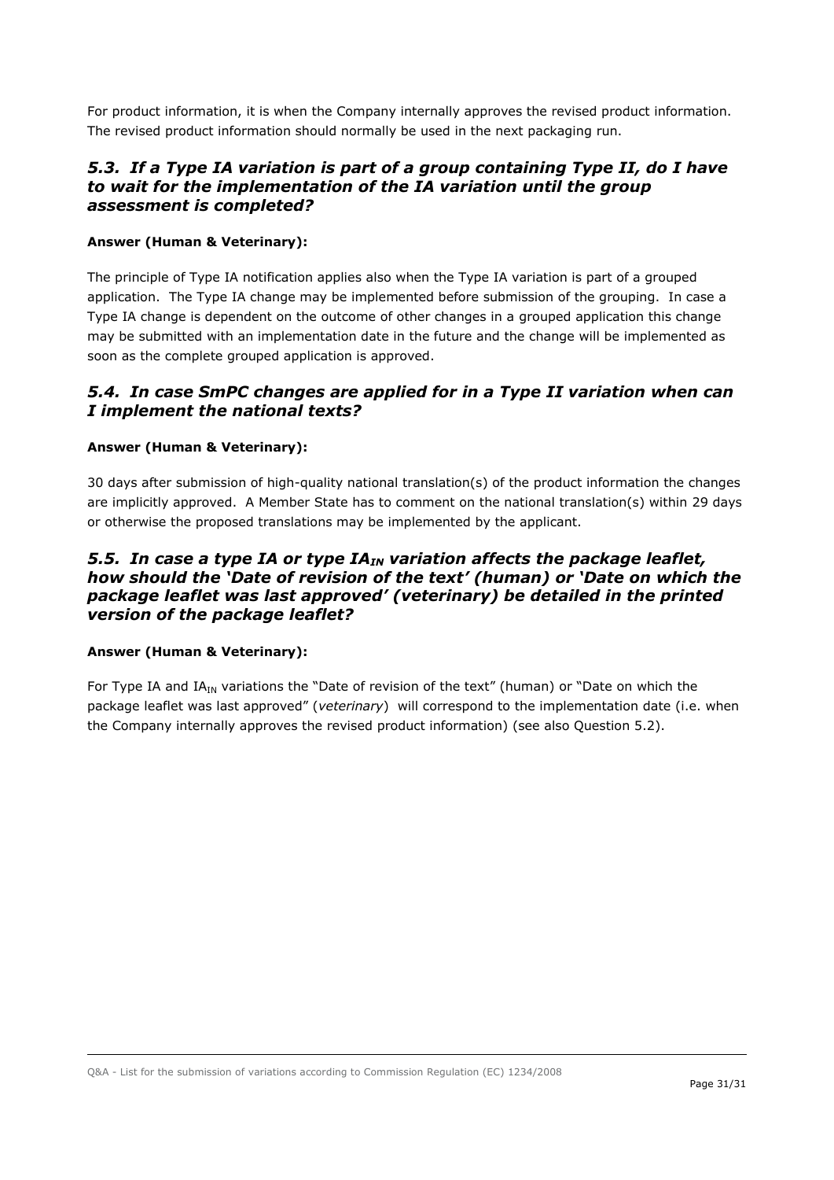For product information, it is when the Company internally approves the revised product information. The revised product information should normally be used in the next packaging run.

### *5.3. If a Type IA variation is part of a group containing Type II, do I have to wait for the implementation of the IA variation until the group assessment is completed?*

**Answer (Human & Veterinary):**

The principle of Type IA notification applies also when the Type IA variation is part of a grouped application. The Type IA change may be implemented before submission of the grouping. In case a Type IA change is dependent on the outcome of other changes in a grouped application this change may be submitted with an implementation date in the future and the change will be implemented as soon as the complete grouped application is approved.

### *5.4. In case SmPC changes are applied for in a Type II variation when can I implement the national texts?*

**Answer (Human & Veterinary):**

30 days after submission of high-quality national translation(s) of the product information the changes are implicitly approved. A Member State has to comment on the national translation(s) within 29 days or otherwise the proposed translations may be implemented by the applicant.

### *5.5. In case a type IA or type $IA_{IN}$ variation affects the package leaflet, how should the 'Date of revision of the text' (human) or 'Date on which the package leaflet was last approved' (veterinary) be detailed in the printed version of the package leaflet?*

**Answer (Human & Veterinary):**

For Type IA and $IA_{IN}$ variations the "Date of revision of the text" (human) or "Date on which the package leaflet was last approved" (*veterinary*) will correspond to the implementation date (i.e. when the Company internally approves the revised product information) (see also Question 5.2).